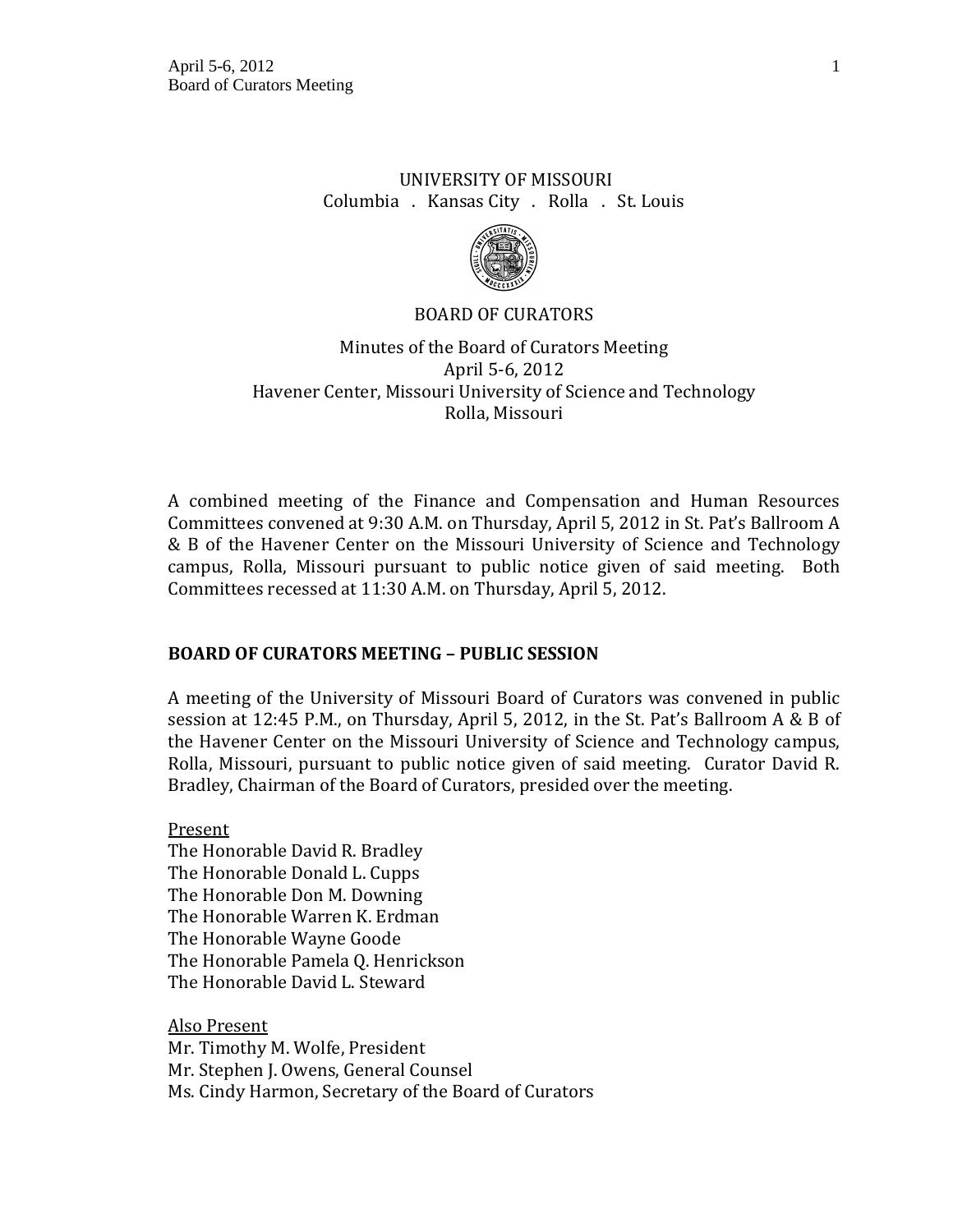UNIVERSITY OF MISSOURI
Columbia . Kansas City . Rolla . St. Louis

BOARD OF CURATORS

Minutes of the Board of Curators Meeting
April 5-6, 2012
Havener Center, Missouri University of Science and Technology
Rolla, Missouri

A combined meeting of the Finance and Compensation and Human Resources Committees convened at 9:30 A.M. on Thursday, April 5, 2012 in St. Pat's Ballroom A & B of the Havener Center on the Missouri University of Science and Technology campus, Rolla, Missouri pursuant to public notice given of said meeting. Both Committees recessed at 11:30 A.M. on Thursday, April 5, 2012.

## BOARD OF CURATORS MEETING – PUBLIC SESSION

A meeting of the University of Missouri Board of Curators was convened in public session at 12:45 P.M., on Thursday, April 5, 2012, in the St. Pat's Ballroom A & B of the Havener Center on the Missouri University of Science and Technology campus, Rolla, Missouri, pursuant to public notice given of said meeting. Curator David R. Bradley, Chairman of the Board of Curators, presided over the meeting.

Present
The Honorable David R. Bradley
The Honorable Donald L. Cupps
The Honorable Don M. Downing
The Honorable Warren K. Erdman
The Honorable Wayne Goode
The Honorable Pamela Q. Henrickson
The Honorable David L. Steward

Also Present
Mr. Timothy M. Wolfe, President
Mr. Stephen J. Owens, General Counsel
Ms. Cindy Harmon, Secretary of the Board of Curators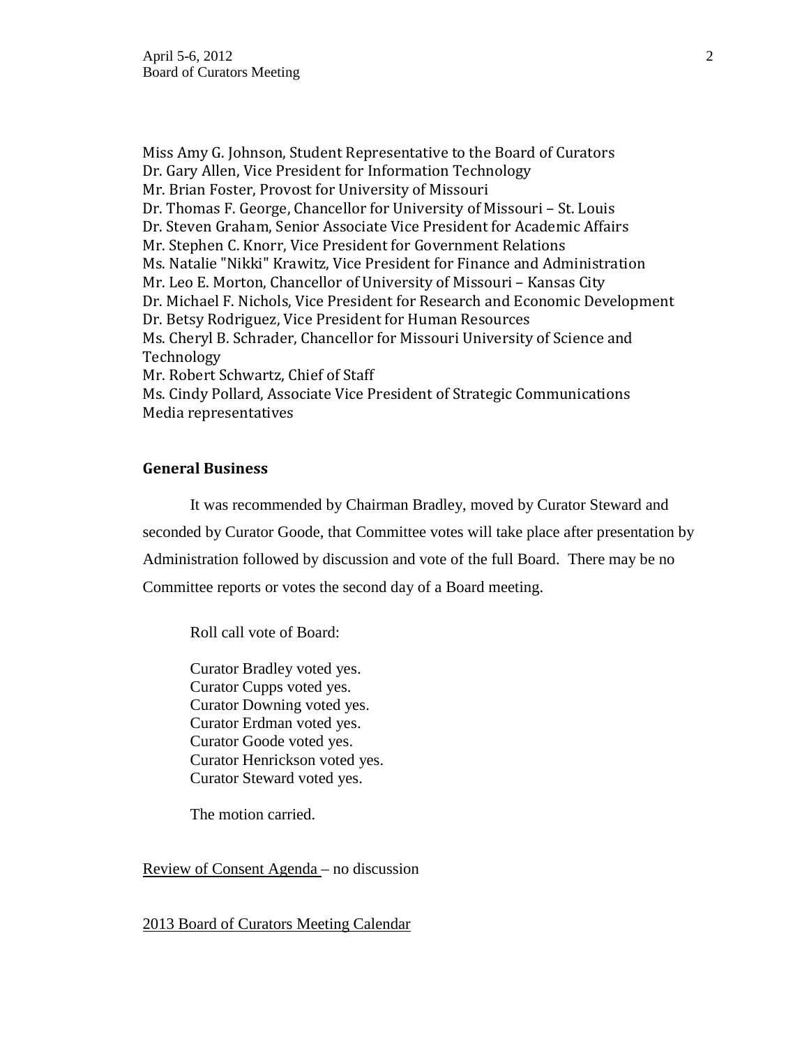Miss Amy G. Johnson, Student Representative to the Board of Curators
Dr. Gary Allen, Vice President for Information Technology
Mr. Brian Foster, Provost for University of Missouri
Dr. Thomas F. George, Chancellor for University of Missouri – St. Louis
Dr. Steven Graham, Senior Associate Vice President for Academic Affairs
Mr. Stephen C. Knorr, Vice President for Government Relations
Ms. Natalie "Nikki" Krawitz, Vice President for Finance and Administration
Mr. Leo E. Morton, Chancellor of University of Missouri – Kansas City
Dr. Michael F. Nichols, Vice President for Research and Economic Development
Dr. Betsy Rodriguez, Vice President for Human Resources
Ms. Cheryl B. Schrader, Chancellor for Missouri University of Science and Technology
Mr. Robert Schwartz, Chief of Staff
Ms. Cindy Pollard, Associate Vice President of Strategic Communications
Media representatives

## General Business

It was recommended by Chairman Bradley, moved by Curator Steward and seconded by Curator Goode, that Committee votes will take place after presentation by Administration followed by discussion and vote of the full Board. There may be no Committee reports or votes the second day of a Board meeting.

Roll call vote of Board:

Curator Bradley voted yes.
Curator Cupps voted yes.
Curator Downing voted yes.
Curator Erdman voted yes.
Curator Goode voted yes.
Curator Henrickson voted yes.
Curator Steward voted yes.

The motion carried.

Review of Consent Agenda – no discussion

2013 Board of Curators Meeting Calendar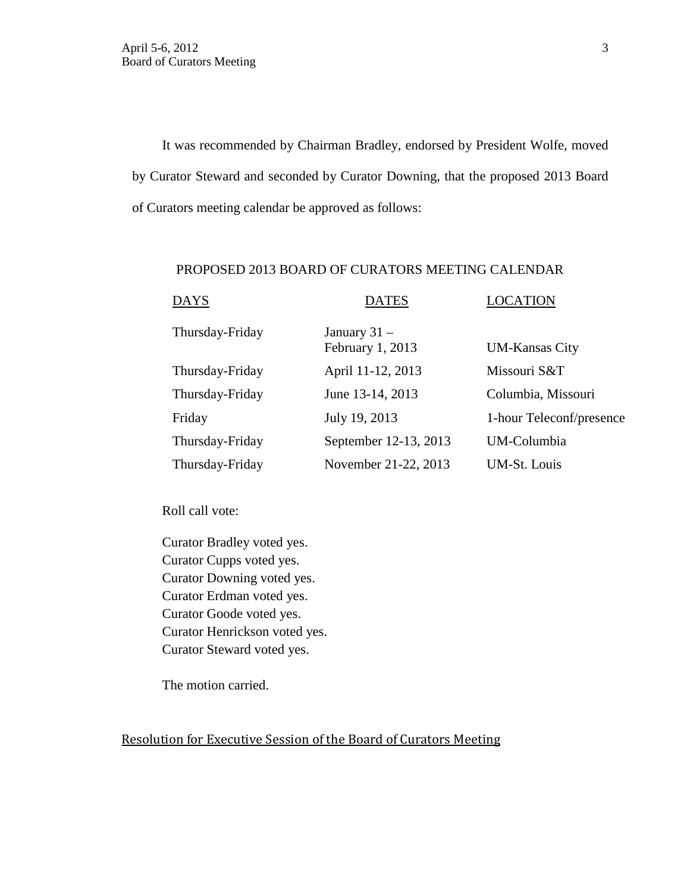It was recommended by Chairman Bradley, endorsed by President Wolfe, moved by Curator Steward and seconded by Curator Downing, that the proposed 2013 Board of Curators meeting calendar be approved as follows:

PROPOSED 2013 BOARD OF CURATORS MEETING CALENDAR

| DAYS | DATES | LOCATION |
|---|---|---|
| Thursday-Friday | January 31 – February 1, 2013 | UM-Kansas City |
| Thursday-Friday | April 11-12, 2013 | Missouri S&T |
| Thursday-Friday | June 13-14, 2013 | Columbia, Missouri |
| Friday | July 19, 2013 | 1-hour Teleconf/presence |
| Thursday-Friday | September 12-13, 2013 | UM-Columbia |
| Thursday-Friday | November 21-22, 2013 | UM-St. Louis |

Roll call vote:

Curator Bradley voted yes.
Curator Cupps voted yes.
Curator Downing voted yes.
Curator Erdman voted yes.
Curator Goode voted yes.
Curator Henrickson voted yes.
Curator Steward voted yes.

The motion carried.

Resolution for Executive Session of the Board of Curators Meeting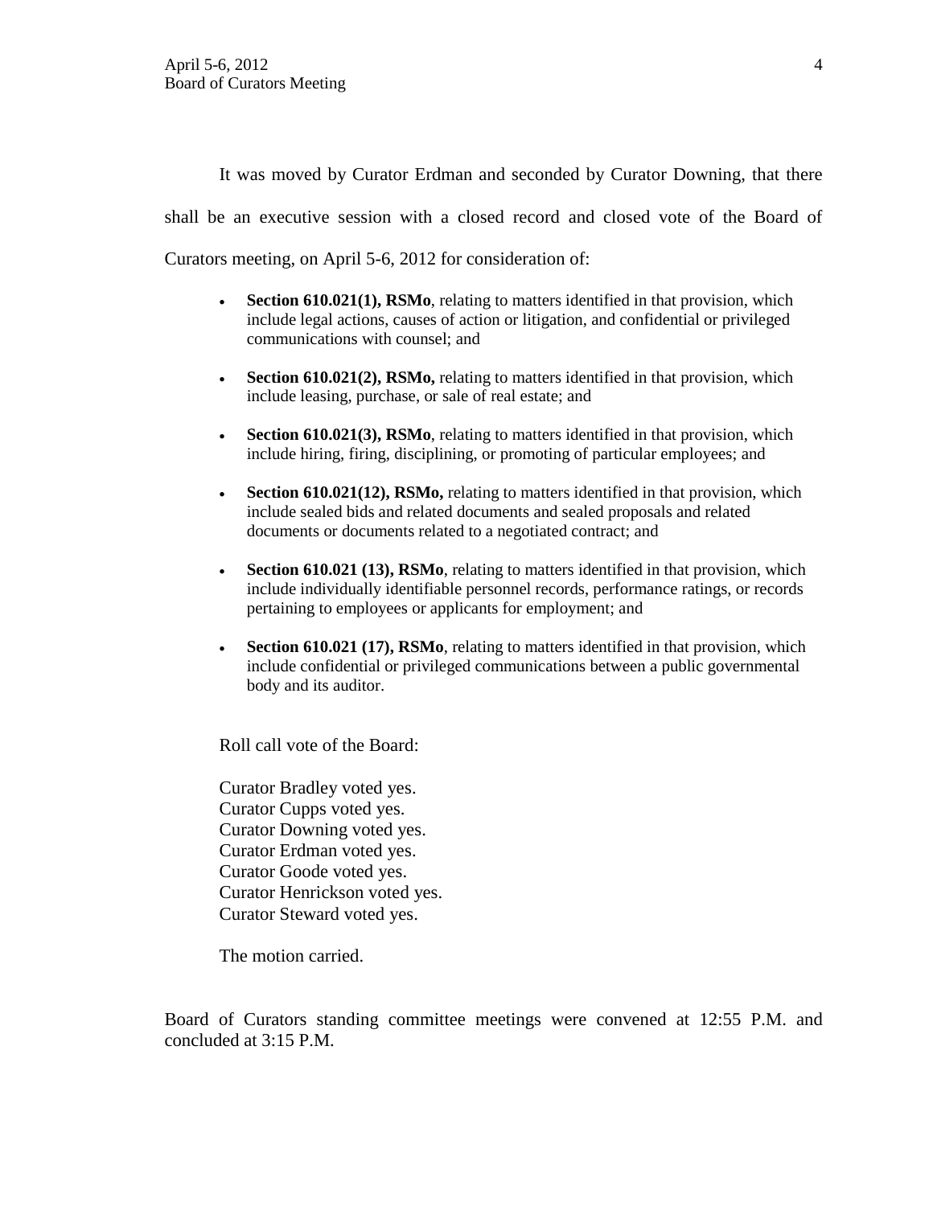It was moved by Curator Erdman and seconded by Curator Downing, that there shall be an executive session with a closed record and closed vote of the Board of Curators meeting, on April 5-6, 2012 for consideration of:

- **Section 610.021(1), RSMo**, relating to matters identified in that provision, which include legal actions, causes of action or litigation, and confidential or privileged communications with counsel; and
- **Section 610.021(2), RSMo,** relating to matters identified in that provision, which include leasing, purchase, or sale of real estate; and
- **Section 610.021(3), RSMo**, relating to matters identified in that provision, which include hiring, firing, disciplining, or promoting of particular employees; and
- **Section 610.021(12), RSMo,** relating to matters identified in that provision, which include sealed bids and related documents and sealed proposals and related documents or documents related to a negotiated contract; and
- **Section 610.021 (13), RSMo**, relating to matters identified in that provision, which include individually identifiable personnel records, performance ratings, or records pertaining to employees or applicants for employment; and
- **Section 610.021 (17), RSMo**, relating to matters identified in that provision, which include confidential or privileged communications between a public governmental body and its auditor.

Roll call vote of the Board:

Curator Bradley voted yes.
Curator Cupps voted yes.
Curator Downing voted yes.
Curator Erdman voted yes.
Curator Goode voted yes.
Curator Henrickson voted yes.
Curator Steward voted yes.

The motion carried.

Board of Curators standing committee meetings were convened at 12:55 P.M. and concluded at 3:15 P.M.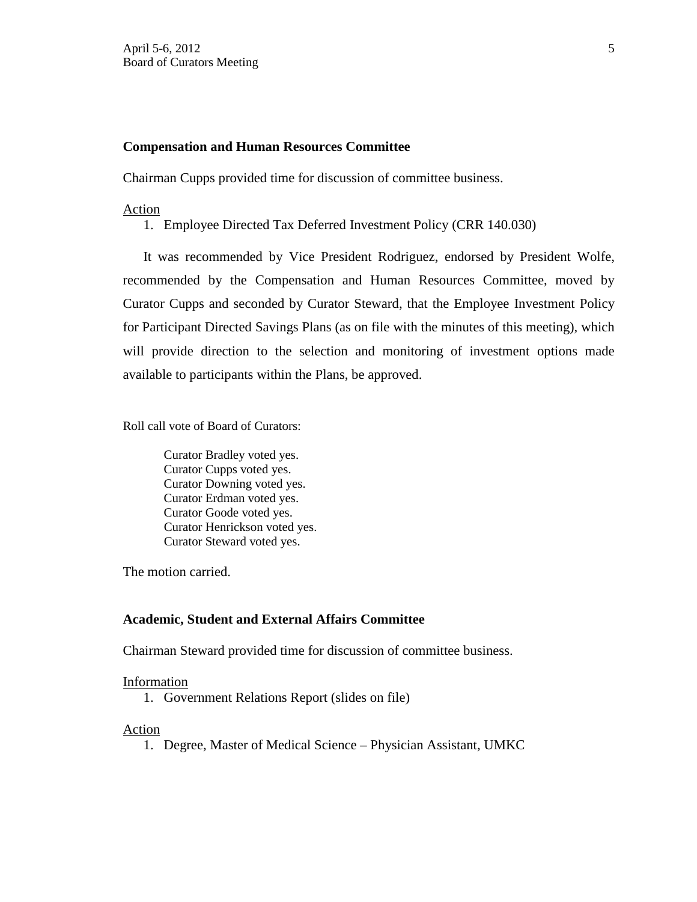**Compensation and Human Resources Committee**

Chairman Cupps provided time for discussion of committee business.

Action

1. Employee Directed Tax Deferred Investment Policy (CRR 140.030)

It was recommended by Vice President Rodriguez, endorsed by President Wolfe, recommended by the Compensation and Human Resources Committee, moved by Curator Cupps and seconded by Curator Steward, that the Employee Investment Policy for Participant Directed Savings Plans (as on file with the minutes of this meeting), which will provide direction to the selection and monitoring of investment options made available to participants within the Plans, be approved.

Roll call vote of Board of Curators:

Curator Bradley voted yes.
Curator Cupps voted yes.
Curator Downing voted yes.
Curator Erdman voted yes.
Curator Goode voted yes.
Curator Henrickson voted yes.
Curator Steward voted yes.

The motion carried.

**Academic, Student and External Affairs Committee**

Chairman Steward provided time for discussion of committee business.

Information

1. Government Relations Report (slides on file)

Action

1. Degree, Master of Medical Science – Physician Assistant, UMKC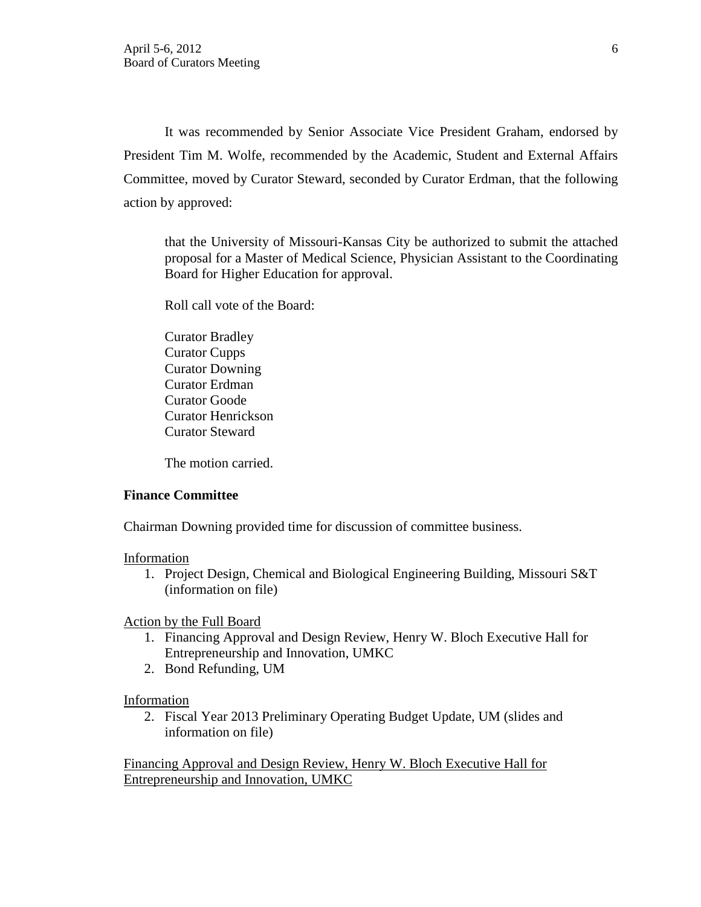It was recommended by Senior Associate Vice President Graham, endorsed by President Tim M. Wolfe, recommended by the Academic, Student and External Affairs Committee, moved by Curator Steward, seconded by Curator Erdman, that the following action by approved:

> that the University of Missouri-Kansas City be authorized to submit the attached proposal for a Master of Medical Science, Physician Assistant to the Coordinating Board for Higher Education for approval.
>
> Roll call vote of the Board:
>
> Curator Bradley
> Curator Cupps
> Curator Downing
> Curator Erdman
> Curator Goode
> Curator Henrickson
> Curator Steward
>
> The motion carried.

**Finance Committee**

Chairman Downing provided time for discussion of committee business.

Information

1. Project Design, Chemical and Biological Engineering Building, Missouri S&T (information on file)

Action by the Full Board

1. Financing Approval and Design Review, Henry W. Bloch Executive Hall for Entrepreneurship and Innovation, UMKC
2. Bond Refunding, UM

Information

2. Fiscal Year 2013 Preliminary Operating Budget Update, UM (slides and information on file)

Financing Approval and Design Review, Henry W. Bloch Executive Hall for Entrepreneurship and Innovation, UMKC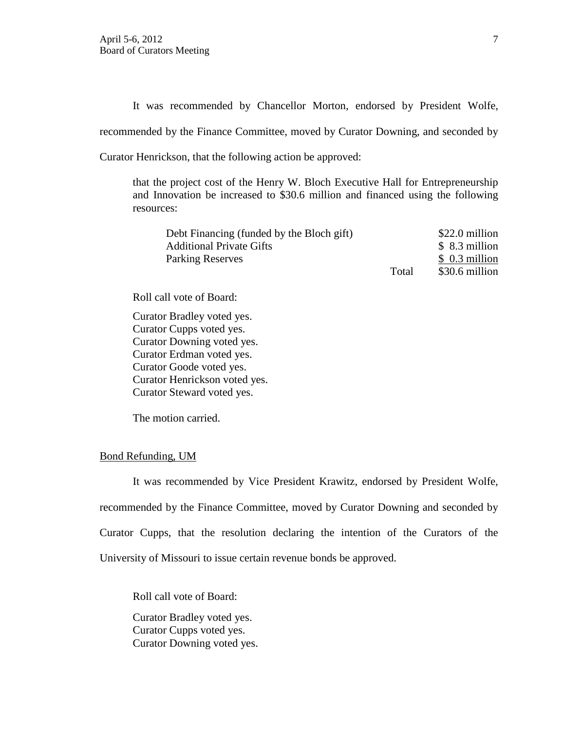It was recommended by Chancellor Morton, endorsed by President Wolfe, recommended by the Finance Committee, moved by Curator Downing, and seconded by Curator Henrickson, that the following action be approved:

> that the project cost of the Henry W. Bloch Executive Hall for Entrepreneurship and Innovation be increased to $30.6 million and financed using the following resources:

| | | |
|---|---|---|
| Debt Financing (funded by the Bloch gift) | | $22.0 million |
| Additional Private Gifts | | $ 8.3 million |
| Parking Reserves | | $ 0.3 million |
| | Total | $30.6 million |

Roll call vote of Board:

Curator Bradley voted yes.
Curator Cupps voted yes.
Curator Downing voted yes.
Curator Erdman voted yes.
Curator Goode voted yes.
Curator Henrickson voted yes.
Curator Steward voted yes.

The motion carried.

Bond Refunding, UM

It was recommended by Vice President Krawitz, endorsed by President Wolfe, recommended by the Finance Committee, moved by Curator Downing and seconded by Curator Cupps, that the resolution declaring the intention of the Curators of the University of Missouri to issue certain revenue bonds be approved.

Roll call vote of Board:

Curator Bradley voted yes.
Curator Cupps voted yes.
Curator Downing voted yes.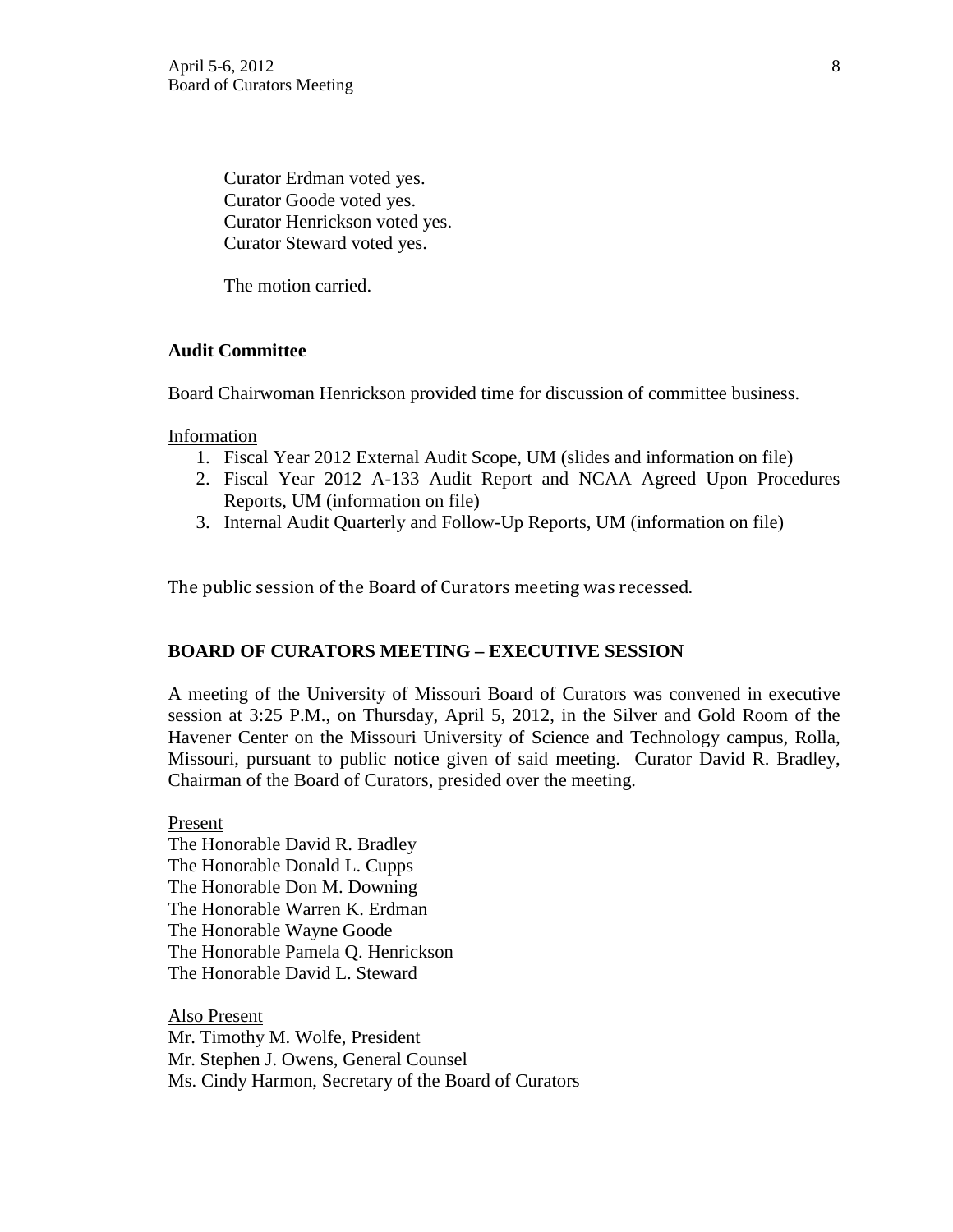Curator Erdman voted yes.
Curator Goode voted yes.
Curator Henrickson voted yes.
Curator Steward voted yes.

The motion carried.

**Audit Committee**

Board Chairwoman Henrickson provided time for discussion of committee business.

Information

1. Fiscal Year 2012 External Audit Scope, UM (slides and information on file)
2. Fiscal Year 2012 A-133 Audit Report and NCAA Agreed Upon Procedures Reports, UM (information on file)
3. Internal Audit Quarterly and Follow-Up Reports, UM (information on file)

The public session of the Board of Curators meeting was recessed.

**BOARD OF CURATORS MEETING – EXECUTIVE SESSION**

A meeting of the University of Missouri Board of Curators was convened in executive session at 3:25 P.M., on Thursday, April 5, 2012, in the Silver and Gold Room of the Havener Center on the Missouri University of Science and Technology campus, Rolla, Missouri, pursuant to public notice given of said meeting. Curator David R. Bradley, Chairman of the Board of Curators, presided over the meeting.

Present

The Honorable David R. Bradley
The Honorable Donald L. Cupps
The Honorable Don M. Downing
The Honorable Warren K. Erdman
The Honorable Wayne Goode
The Honorable Pamela Q. Henrickson
The Honorable David L. Steward

Also Present

Mr. Timothy M. Wolfe, President
Mr. Stephen J. Owens, General Counsel
Ms. Cindy Harmon, Secretary of the Board of Curators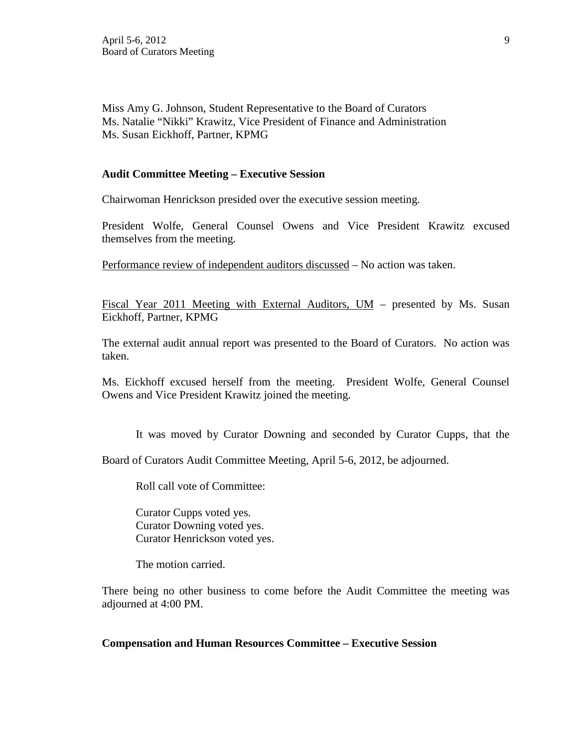Miss Amy G. Johnson, Student Representative to the Board of Curators
Ms. Natalie "Nikki" Krawitz, Vice President of Finance and Administration
Ms. Susan Eickhoff, Partner, KPMG

**Audit Committee Meeting – Executive Session**

Chairwoman Henrickson presided over the executive session meeting.

President Wolfe, General Counsel Owens and Vice President Krawitz excused themselves from the meeting.

Performance review of independent auditors discussed – No action was taken.

Fiscal Year 2011 Meeting with External Auditors, UM – presented by Ms. Susan Eickhoff, Partner, KPMG

The external audit annual report was presented to the Board of Curators. No action was taken.

Ms. Eickhoff excused herself from the meeting. President Wolfe, General Counsel Owens and Vice President Krawitz joined the meeting.

It was moved by Curator Downing and seconded by Curator Cupps, that the Board of Curators Audit Committee Meeting, April 5-6, 2012, be adjourned.

Roll call vote of Committee:

Curator Cupps voted yes.
Curator Downing voted yes.
Curator Henrickson voted yes.

The motion carried.

There being no other business to come before the Audit Committee the meeting was adjourned at 4:00 PM.

**Compensation and Human Resources Committee – Executive Session**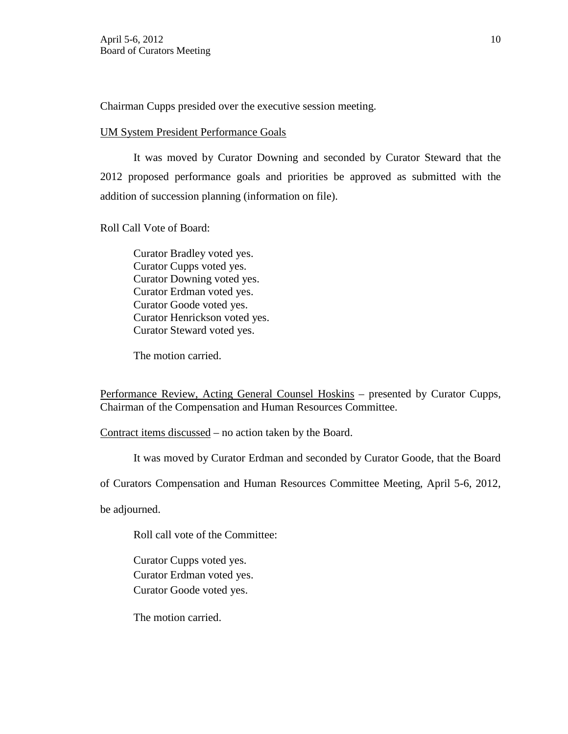Chairman Cupps presided over the executive session meeting.

UM System President Performance Goals

It was moved by Curator Downing and seconded by Curator Steward that the 2012 proposed performance goals and priorities be approved as submitted with the addition of succession planning (information on file).

Roll Call Vote of Board:

Curator Bradley voted yes.
Curator Cupps voted yes.
Curator Downing voted yes.
Curator Erdman voted yes.
Curator Goode voted yes.
Curator Henrickson voted yes.
Curator Steward voted yes.

The motion carried.

Performance Review, Acting General Counsel Hoskins – presented by Curator Cupps, Chairman of the Compensation and Human Resources Committee.

Contract items discussed – no action taken by the Board.

It was moved by Curator Erdman and seconded by Curator Goode, that the Board of Curators Compensation and Human Resources Committee Meeting, April 5-6, 2012, be adjourned.

Roll call vote of the Committee:

Curator Cupps voted yes.
Curator Erdman voted yes.
Curator Goode voted yes.

The motion carried.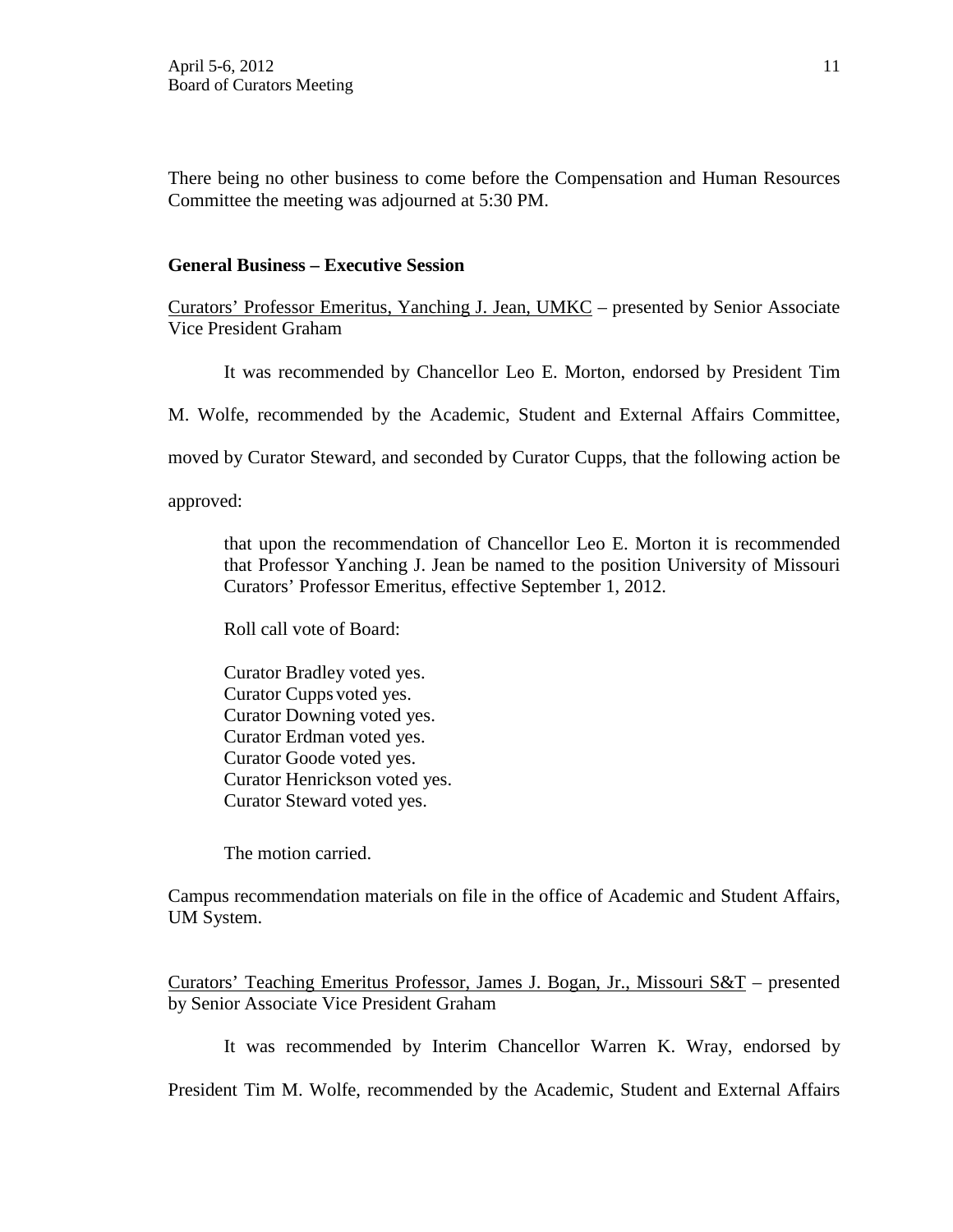There being no other business to come before the Compensation and Human Resources Committee the meeting was adjourned at 5:30 PM.

**General Business – Executive Session**

Curators' Professor Emeritus, Yanching J. Jean, UMKC – presented by Senior Associate Vice President Graham

It was recommended by Chancellor Leo E. Morton, endorsed by President Tim M. Wolfe, recommended by the Academic, Student and External Affairs Committee, moved by Curator Steward, and seconded by Curator Cupps, that the following action be approved:

> that upon the recommendation of Chancellor Leo E. Morton it is recommended that Professor Yanching J. Jean be named to the position University of Missouri Curators' Professor Emeritus, effective September 1, 2012.
>
> Roll call vote of Board:
>
> Curator Bradley voted yes.
> Curator Cupps voted yes.
> Curator Downing voted yes.
> Curator Erdman voted yes.
> Curator Goode voted yes.
> Curator Henrickson voted yes.
> Curator Steward voted yes.
>
> The motion carried.

Campus recommendation materials on file in the office of Academic and Student Affairs, UM System.

Curators' Teaching Emeritus Professor, James J. Bogan, Jr., Missouri S&T – presented by Senior Associate Vice President Graham

It was recommended by Interim Chancellor Warren K. Wray, endorsed by President Tim M. Wolfe, recommended by the Academic, Student and External Affairs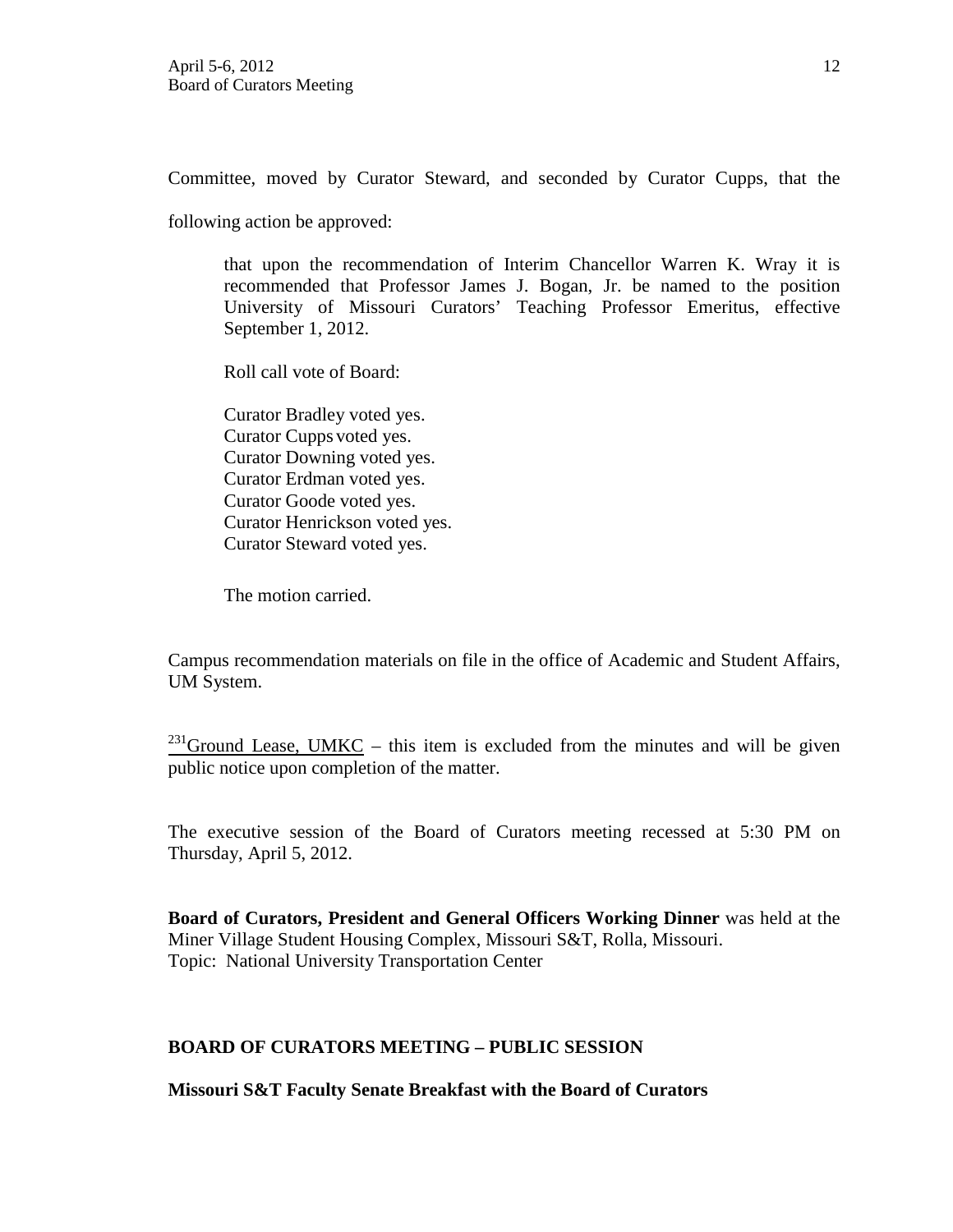Committee, moved by Curator Steward, and seconded by Curator Cupps, that the following action be approved:

> that upon the recommendation of Interim Chancellor Warren K. Wray it is recommended that Professor James J. Bogan, Jr. be named to the position University of Missouri Curators' Teaching Professor Emeritus, effective September 1, 2012.
>
> Roll call vote of Board:
>
> Curator Bradley voted yes.
> Curator Cupps voted yes.
> Curator Downing voted yes.
> Curator Erdman voted yes.
> Curator Goode voted yes.
> Curator Henrickson voted yes.
> Curator Steward voted yes.
>
> The motion carried.

Campus recommendation materials on file in the office of Academic and Student Affairs, UM System.

[231]<u>Ground Lease, UMKC</u> – this item is excluded from the minutes and will be given public notice upon completion of the matter.

The executive session of the Board of Curators meeting recessed at 5:30 PM on Thursday, April 5, 2012.

**Board of Curators, President and General Officers Working Dinner** was held at the Miner Village Student Housing Complex, Missouri S&T, Rolla, Missouri.
Topic: National University Transportation Center

## BOARD OF CURATORS MEETING – PUBLIC SESSION

**Missouri S&T Faculty Senate Breakfast with the Board of Curators**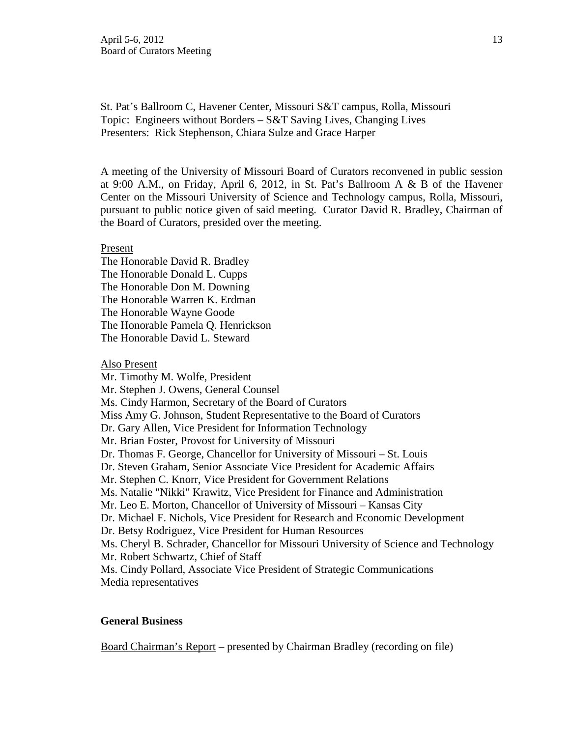St. Pat's Ballroom C, Havener Center, Missouri S&T campus, Rolla, Missouri
Topic: Engineers without Borders – S&T Saving Lives, Changing Lives
Presenters: Rick Stephenson, Chiara Sulze and Grace Harper

A meeting of the University of Missouri Board of Curators reconvened in public session at 9:00 A.M., on Friday, April 6, 2012, in St. Pat's Ballroom A & B of the Havener Center on the Missouri University of Science and Technology campus, Rolla, Missouri, pursuant to public notice given of said meeting. Curator David R. Bradley, Chairman of the Board of Curators, presided over the meeting.

Present
The Honorable David R. Bradley
The Honorable Donald L. Cupps
The Honorable Don M. Downing
The Honorable Warren K. Erdman
The Honorable Wayne Goode
The Honorable Pamela Q. Henrickson
The Honorable David L. Steward

Also Present
Mr. Timothy M. Wolfe, President
Mr. Stephen J. Owens, General Counsel
Ms. Cindy Harmon, Secretary of the Board of Curators
Miss Amy G. Johnson, Student Representative to the Board of Curators
Dr. Gary Allen, Vice President for Information Technology
Mr. Brian Foster, Provost for University of Missouri
Dr. Thomas F. George, Chancellor for University of Missouri – St. Louis
Dr. Steven Graham, Senior Associate Vice President for Academic Affairs
Mr. Stephen C. Knorr, Vice President for Government Relations
Ms. Natalie "Nikki" Krawitz, Vice President for Finance and Administration
Mr. Leo E. Morton, Chancellor of University of Missouri – Kansas City
Dr. Michael F. Nichols, Vice President for Research and Economic Development
Dr. Betsy Rodriguez, Vice President for Human Resources
Ms. Cheryl B. Schrader, Chancellor for Missouri University of Science and Technology
Mr. Robert Schwartz, Chief of Staff
Ms. Cindy Pollard, Associate Vice President of Strategic Communications
Media representatives

**General Business**

Board Chairman's Report – presented by Chairman Bradley (recording on file)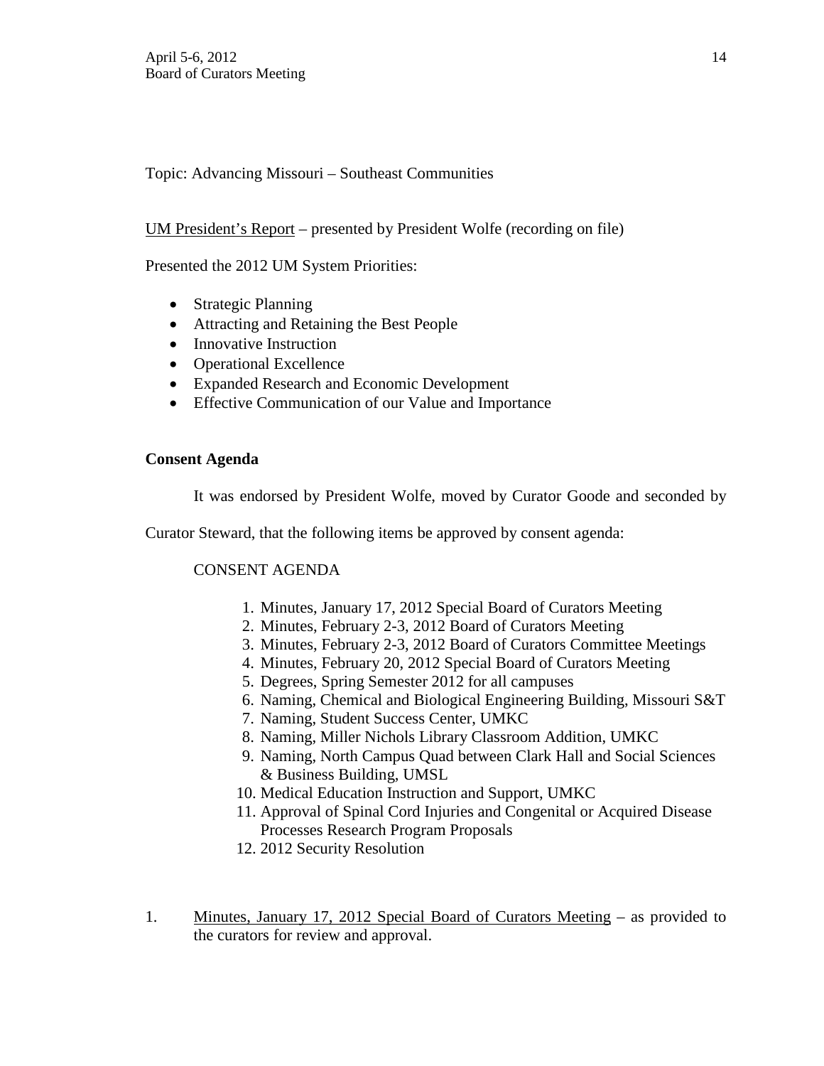Topic: Advancing Missouri – Southeast Communities

UM President's Report – presented by President Wolfe (recording on file)

Presented the 2012 UM System Priorities:

- Strategic Planning
- Attracting and Retaining the Best People
- Innovative Instruction
- Operational Excellence
- Expanded Research and Economic Development
- Effective Communication of our Value and Importance

**Consent Agenda**

It was endorsed by President Wolfe, moved by Curator Goode and seconded by Curator Steward, that the following items be approved by consent agenda:

CONSENT AGENDA

1. Minutes, January 17, 2012 Special Board of Curators Meeting
2. Minutes, February 2-3, 2012 Board of Curators Meeting
3. Minutes, February 2-3, 2012 Board of Curators Committee Meetings
4. Minutes, February 20, 2012 Special Board of Curators Meeting
5. Degrees, Spring Semester 2012 for all campuses
6. Naming, Chemical and Biological Engineering Building, Missouri S&T
7. Naming, Student Success Center, UMKC
8. Naming, Miller Nichols Library Classroom Addition, UMKC
9. Naming, North Campus Quad between Clark Hall and Social Sciences & Business Building, UMSL
10. Medical Education Instruction and Support, UMKC
11. Approval of Spinal Cord Injuries and Congenital or Acquired Disease Processes Research Program Proposals
12. 2012 Security Resolution

1. Minutes, January 17, 2012 Special Board of Curators Meeting – as provided to the curators for review and approval.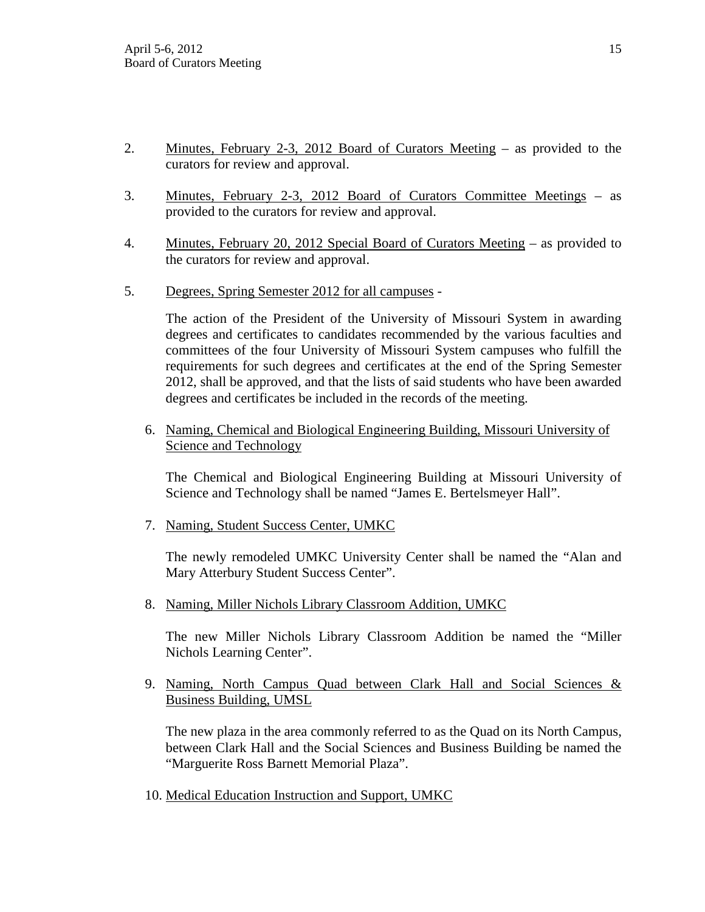2. Minutes, February 2-3, 2012 Board of Curators Meeting – as provided to the curators for review and approval.

3. Minutes, February 2-3, 2012 Board of Curators Committee Meetings – as provided to the curators for review and approval.

4. Minutes, February 20, 2012 Special Board of Curators Meeting – as provided to the curators for review and approval.

5. Degrees, Spring Semester 2012 for all campuses -

   The action of the President of the University of Missouri System in awarding degrees and certificates to candidates recommended by the various faculties and committees of the four University of Missouri System campuses who fulfill the requirements for such degrees and certificates at the end of the Spring Semester 2012, shall be approved, and that the lists of said students who have been awarded degrees and certificates be included in the records of the meeting.

6. Naming, Chemical and Biological Engineering Building, Missouri University of Science and Technology

   The Chemical and Biological Engineering Building at Missouri University of Science and Technology shall be named "James E. Bertelsmeyer Hall".

7. Naming, Student Success Center, UMKC

   The newly remodeled UMKC University Center shall be named the "Alan and Mary Atterbury Student Success Center".

8. Naming, Miller Nichols Library Classroom Addition, UMKC

   The new Miller Nichols Library Classroom Addition be named the "Miller Nichols Learning Center".

9. Naming, North Campus Quad between Clark Hall and Social Sciences & Business Building, UMSL

   The new plaza in the area commonly referred to as the Quad on its North Campus, between Clark Hall and the Social Sciences and Business Building be named the "Marguerite Ross Barnett Memorial Plaza".

10. Medical Education Instruction and Support, UMKC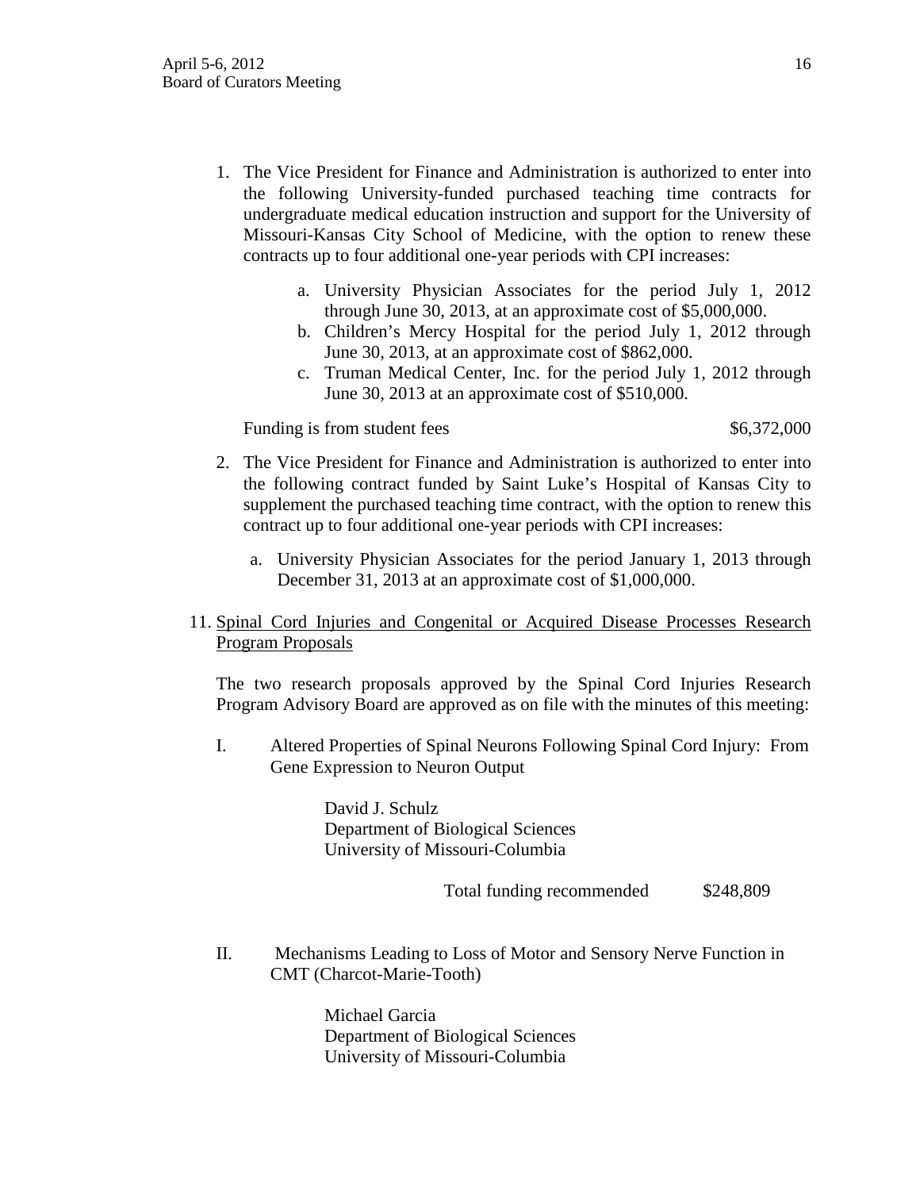1. The Vice President for Finance and Administration is authorized to enter into the following University-funded purchased teaching time contracts for undergraduate medical education instruction and support for the University of Missouri-Kansas City School of Medicine, with the option to renew these contracts up to four additional one-year periods with CPI increases:

   a. University Physician Associates for the period July 1, 2012 through June 30, 2013, at an approximate cost of $5,000,000.
   b. Children's Mercy Hospital for the period July 1, 2012 through June 30, 2013, at an approximate cost of $862,000.
   c. Truman Medical Center, Inc. for the period July 1, 2012 through June 30, 2013 at an approximate cost of $510,000.

   Funding is from student fees $6,372,000

2. The Vice President for Finance and Administration is authorized to enter into the following contract funded by Saint Luke's Hospital of Kansas City to supplement the purchased teaching time contract, with the option to renew this contract up to four additional one-year periods with CPI increases:

   a. University Physician Associates for the period January 1, 2013 through December 31, 2013 at an approximate cost of $1,000,000.

11. <u>Spinal Cord Injuries and Congenital or Acquired Disease Processes Research Program Proposals</u>

The two research proposals approved by the Spinal Cord Injuries Research Program Advisory Board are approved as on file with the minutes of this meeting:

I. Altered Properties of Spinal Neurons Following Spinal Cord Injury: From Gene Expression to Neuron Output

   David J. Schulz
   Department of Biological Sciences
   University of Missouri-Columbia

   Total funding recommended $248,809

II. Mechanisms Leading to Loss of Motor and Sensory Nerve Function in CMT (Charcot-Marie-Tooth)

   Michael Garcia
   Department of Biological Sciences
   University of Missouri-Columbia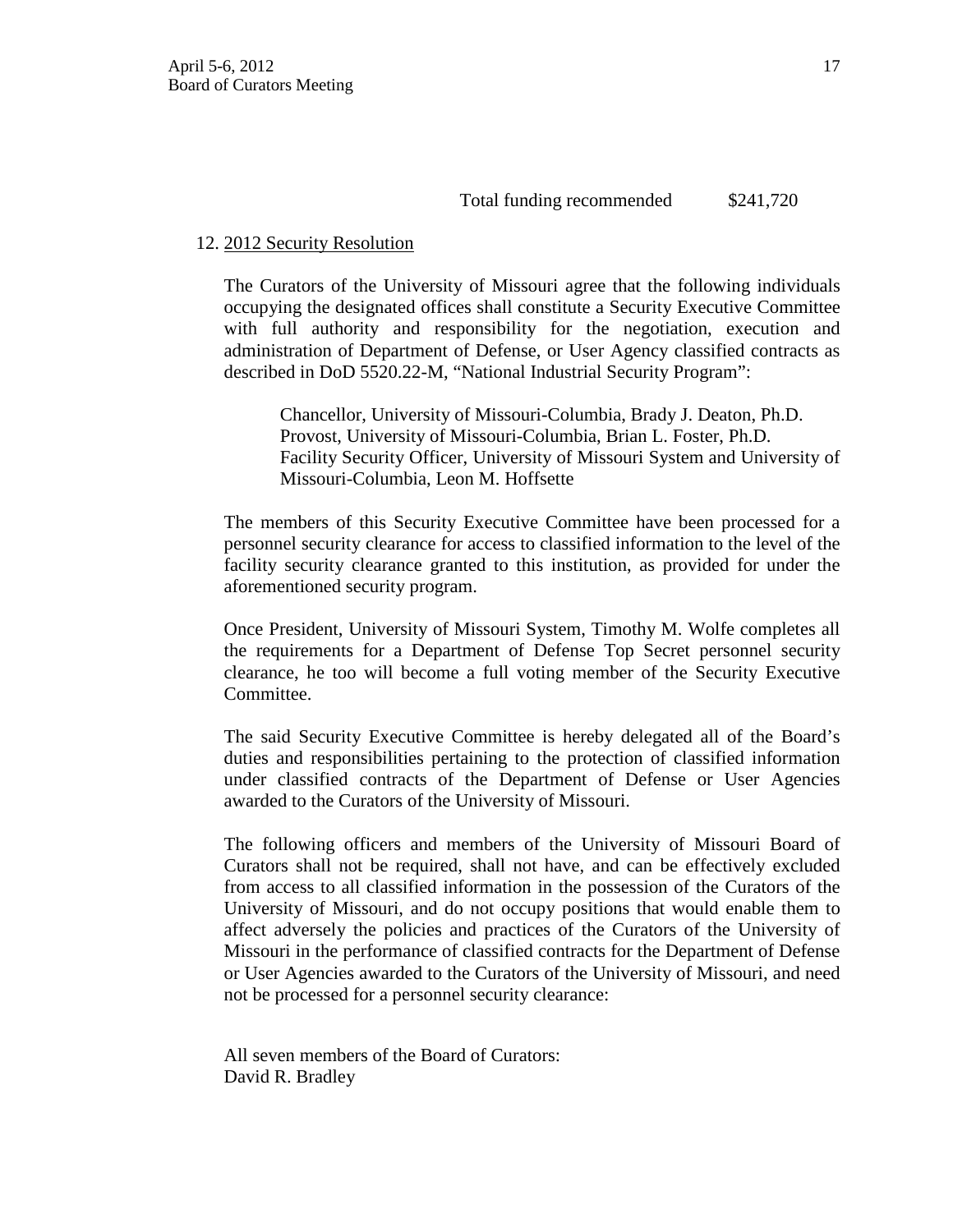Total funding recommended $241,720

12. <u>2012 Security Resolution</u>

The Curators of the University of Missouri agree that the following individuals occupying the designated offices shall constitute a Security Executive Committee with full authority and responsibility for the negotiation, execution and administration of Department of Defense, or User Agency classified contracts as described in DoD 5520.22-M, "National Industrial Security Program":

> Chancellor, University of Missouri-Columbia, Brady J. Deaton, Ph.D.
> Provost, University of Missouri-Columbia, Brian L. Foster, Ph.D.
> Facility Security Officer, University of Missouri System and University of Missouri-Columbia, Leon M. Hoffsette

The members of this Security Executive Committee have been processed for a personnel security clearance for access to classified information to the level of the facility security clearance granted to this institution, as provided for under the aforementioned security program.

Once President, University of Missouri System, Timothy M. Wolfe completes all the requirements for a Department of Defense Top Secret personnel security clearance, he too will become a full voting member of the Security Executive Committee.

The said Security Executive Committee is hereby delegated all of the Board's duties and responsibilities pertaining to the protection of classified information under classified contracts of the Department of Defense or User Agencies awarded to the Curators of the University of Missouri.

The following officers and members of the University of Missouri Board of Curators shall not be required, shall not have, and can be effectively excluded from access to all classified information in the possession of the Curators of the University of Missouri, and do not occupy positions that would enable them to affect adversely the policies and practices of the Curators of the University of Missouri in the performance of classified contracts for the Department of Defense or User Agencies awarded to the Curators of the University of Missouri, and need not be processed for a personnel security clearance:

All seven members of the Board of Curators:
David R. Bradley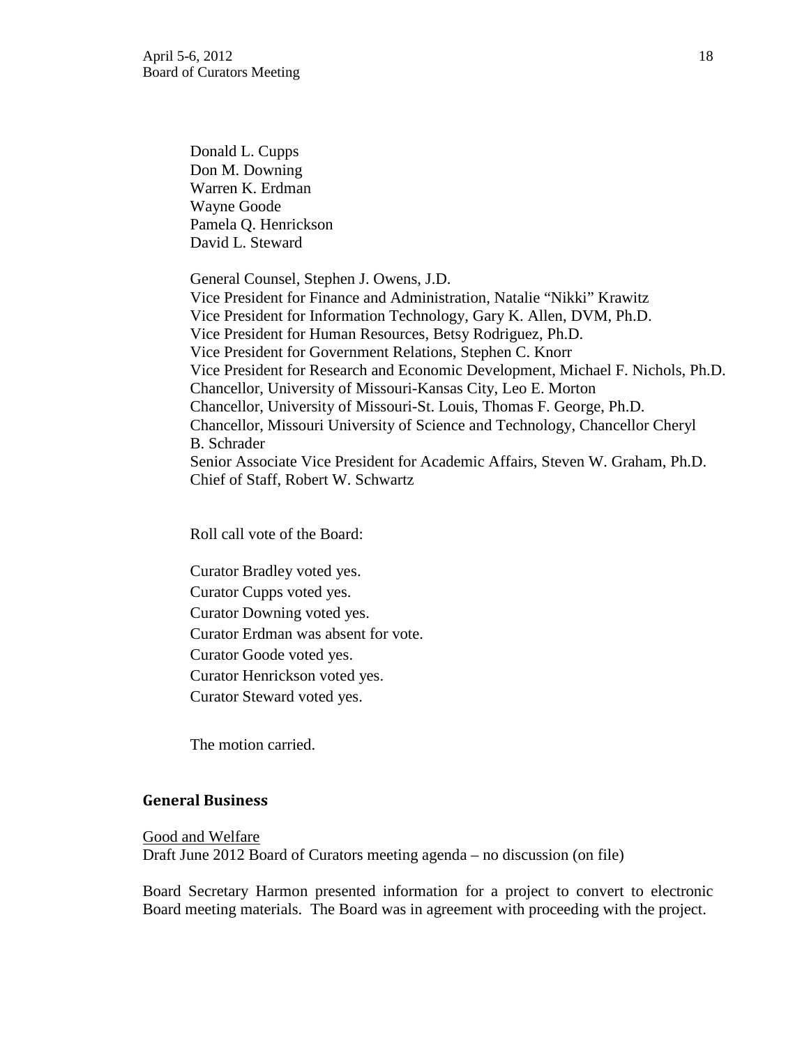Donald L. Cupps
Don M. Downing
Warren K. Erdman
Wayne Goode
Pamela Q. Henrickson
David L. Steward

General Counsel, Stephen J. Owens, J.D.
Vice President for Finance and Administration, Natalie "Nikki" Krawitz
Vice President for Information Technology, Gary K. Allen, DVM, Ph.D.
Vice President for Human Resources, Betsy Rodriguez, Ph.D.
Vice President for Government Relations, Stephen C. Knorr
Vice President for Research and Economic Development, Michael F. Nichols, Ph.D.
Chancellor, University of Missouri-Kansas City, Leo E. Morton
Chancellor, University of Missouri-St. Louis, Thomas F. George, Ph.D.
Chancellor, Missouri University of Science and Technology, Chancellor Cheryl B. Schrader
Senior Associate Vice President for Academic Affairs, Steven W. Graham, Ph.D.
Chief of Staff, Robert W. Schwartz

Roll call vote of the Board:

Curator Bradley voted yes.
Curator Cupps voted yes.
Curator Downing voted yes.
Curator Erdman was absent for vote.
Curator Goode voted yes.
Curator Henrickson voted yes.
Curator Steward voted yes.

The motion carried.

## General Business

Good and Welfare
Draft June 2012 Board of Curators meeting agenda – no discussion (on file)

Board Secretary Harmon presented information for a project to convert to electronic Board meeting materials. The Board was in agreement with proceeding with the project.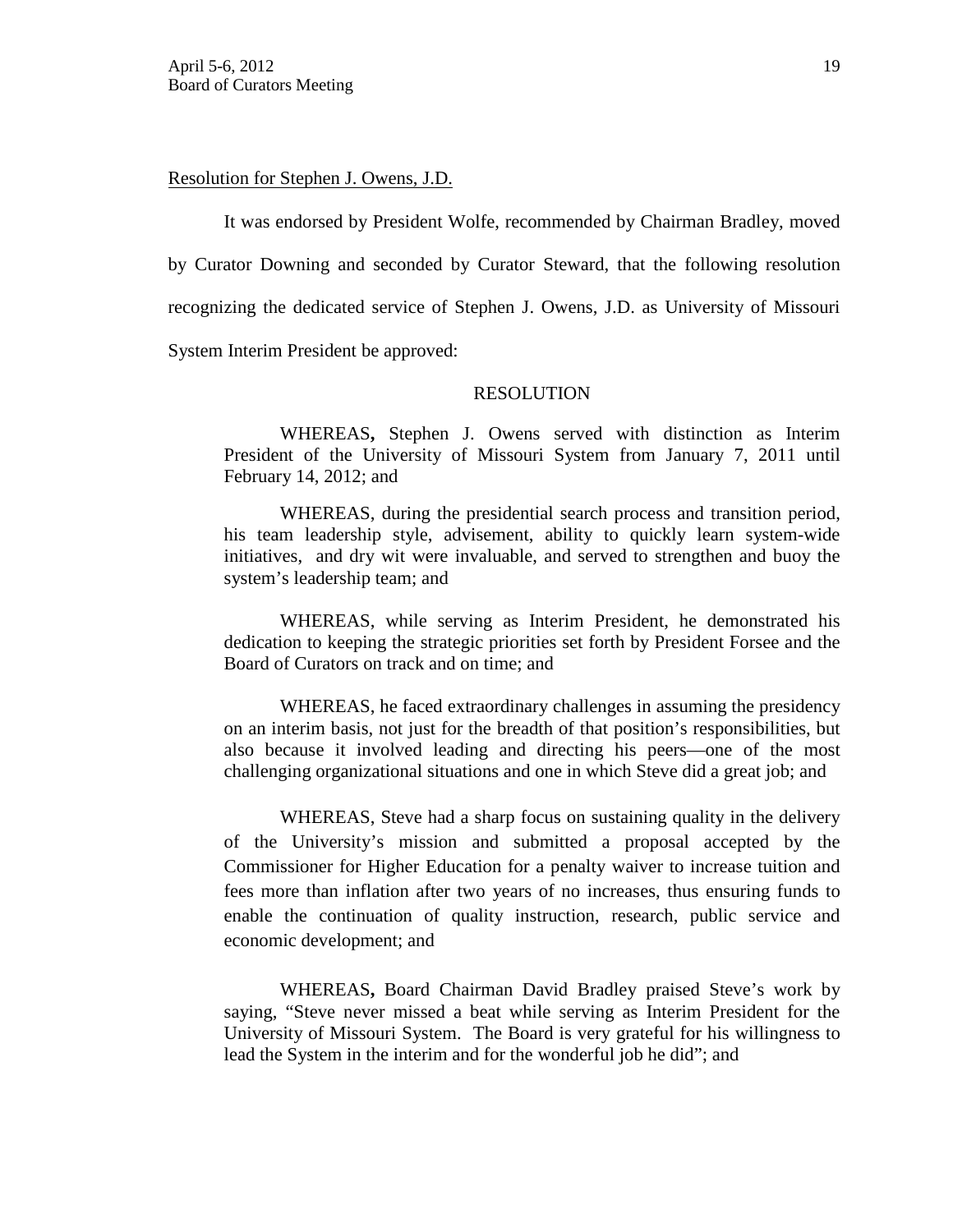Resolution for Stephen J. Owens, J.D.

It was endorsed by President Wolfe, recommended by Chairman Bradley, moved by Curator Downing and seconded by Curator Steward, that the following resolution recognizing the dedicated service of Stephen J. Owens, J.D. as University of Missouri System Interim President be approved:

RESOLUTION

WHEREAS**,** Stephen J. Owens served with distinction as Interim President of the University of Missouri System from January 7, 2011 until February 14, 2012; and

WHEREAS, during the presidential search process and transition period, his team leadership style, advisement, ability to quickly learn system-wide initiatives, and dry wit were invaluable, and served to strengthen and buoy the system's leadership team; and

WHEREAS, while serving as Interim President, he demonstrated his dedication to keeping the strategic priorities set forth by President Forsee and the Board of Curators on track and on time; and

WHEREAS, he faced extraordinary challenges in assuming the presidency on an interim basis, not just for the breadth of that position's responsibilities, but also because it involved leading and directing his peers—one of the most challenging organizational situations and one in which Steve did a great job; and

WHEREAS, Steve had a sharp focus on sustaining quality in the delivery of the University's mission and submitted a proposal accepted by the Commissioner for Higher Education for a penalty waiver to increase tuition and fees more than inflation after two years of no increases, thus ensuring funds to enable the continuation of quality instruction, research, public service and economic development; and

WHEREAS**,** Board Chairman David Bradley praised Steve's work by saying, "Steve never missed a beat while serving as Interim President for the University of Missouri System. The Board is very grateful for his willingness to lead the System in the interim and for the wonderful job he did"; and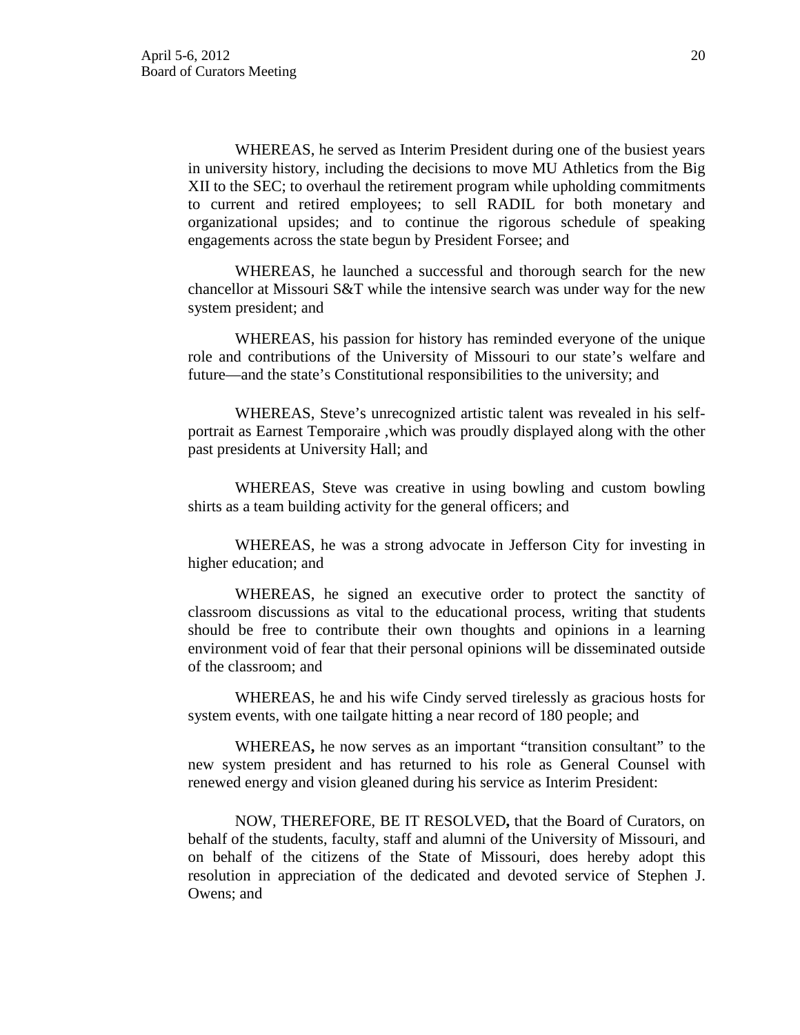WHEREAS, he served as Interim President during one of the busiest years in university history, including the decisions to move MU Athletics from the Big XII to the SEC; to overhaul the retirement program while upholding commitments to current and retired employees; to sell RADIL for both monetary and organizational upsides; and to continue the rigorous schedule of speaking engagements across the state begun by President Forsee; and

WHEREAS, he launched a successful and thorough search for the new chancellor at Missouri S&T while the intensive search was under way for the new system president; and

WHEREAS, his passion for history has reminded everyone of the unique role and contributions of the University of Missouri to our state's welfare and future—and the state's Constitutional responsibilities to the university; and

WHEREAS, Steve's unrecognized artistic talent was revealed in his self-portrait as Earnest Temporaire ,which was proudly displayed along with the other past presidents at University Hall; and

WHEREAS, Steve was creative in using bowling and custom bowling shirts as a team building activity for the general officers; and

WHEREAS, he was a strong advocate in Jefferson City for investing in higher education; and

WHEREAS, he signed an executive order to protect the sanctity of classroom discussions as vital to the educational process, writing that students should be free to contribute their own thoughts and opinions in a learning environment void of fear that their personal opinions will be disseminated outside of the classroom; and

WHEREAS, he and his wife Cindy served tirelessly as gracious hosts for system events, with one tailgate hitting a near record of 180 people; and

WHEREAS**,** he now serves as an important "transition consultant" to the new system president and has returned to his role as General Counsel with renewed energy and vision gleaned during his service as Interim President:

NOW, THEREFORE, BE IT RESOLVED**,** that the Board of Curators, on behalf of the students, faculty, staff and alumni of the University of Missouri, and on behalf of the citizens of the State of Missouri, does hereby adopt this resolution in appreciation of the dedicated and devoted service of Stephen J. Owens; and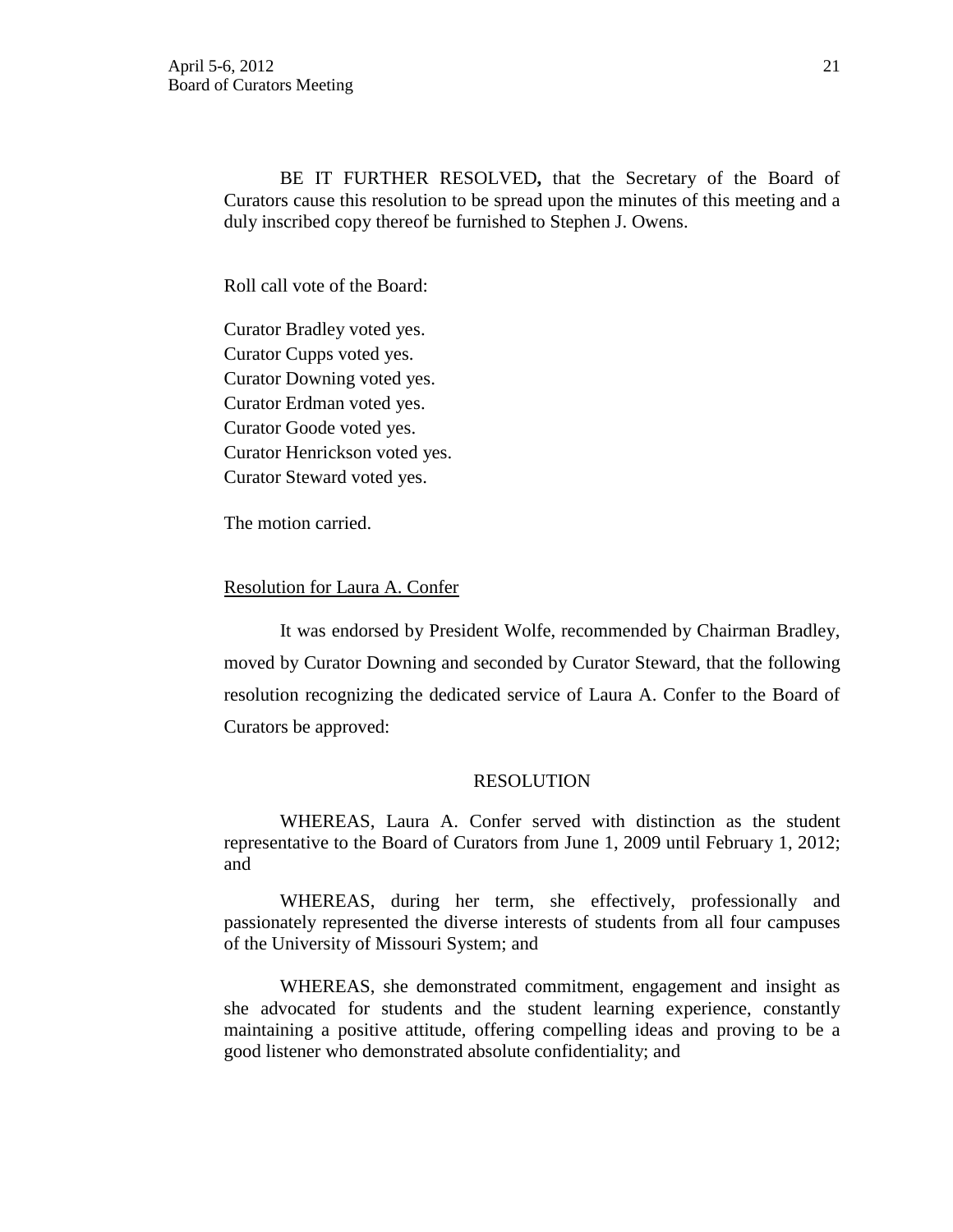BE IT FURTHER RESOLVED**,** that the Secretary of the Board of Curators cause this resolution to be spread upon the minutes of this meeting and a duly inscribed copy thereof be furnished to Stephen J. Owens.

Roll call vote of the Board:

Curator Bradley voted yes.
Curator Cupps voted yes.
Curator Downing voted yes.
Curator Erdman voted yes.
Curator Goode voted yes.
Curator Henrickson voted yes.
Curator Steward voted yes.

The motion carried.

<u>Resolution for Laura A. Confer</u>

It was endorsed by President Wolfe, recommended by Chairman Bradley, moved by Curator Downing and seconded by Curator Steward, that the following resolution recognizing the dedicated service of Laura A. Confer to the Board of Curators be approved:

RESOLUTION

WHEREAS, Laura A. Confer served with distinction as the student representative to the Board of Curators from June 1, 2009 until February 1, 2012; and

WHEREAS, during her term, she effectively, professionally and passionately represented the diverse interests of students from all four campuses of the University of Missouri System; and

WHEREAS, she demonstrated commitment, engagement and insight as she advocated for students and the student learning experience, constantly maintaining a positive attitude, offering compelling ideas and proving to be a good listener who demonstrated absolute confidentiality; and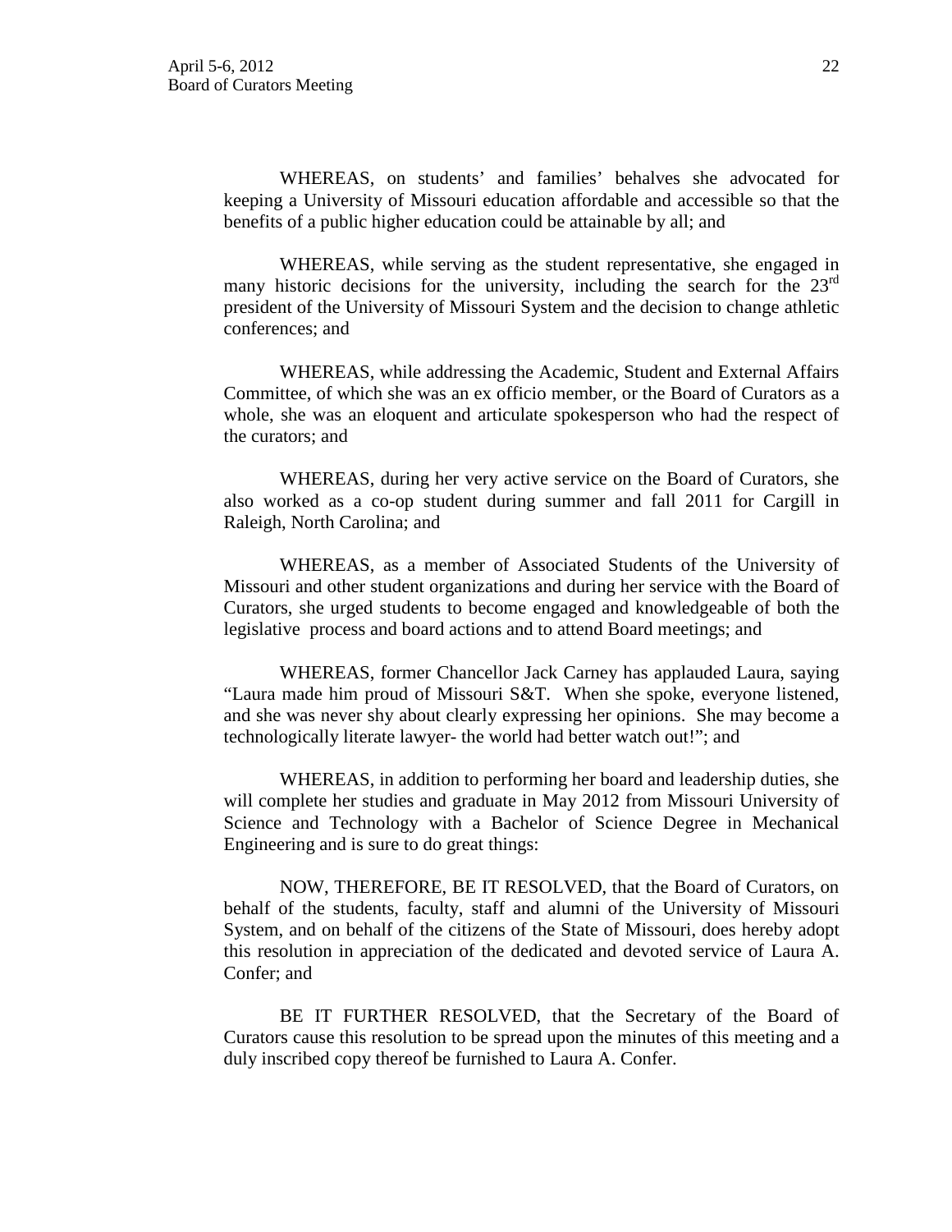WHEREAS, on students' and families' behalves she advocated for keeping a University of Missouri education affordable and accessible so that the benefits of a public higher education could be attainable by all; and

WHEREAS, while serving as the student representative, she engaged in many historic decisions for the university, including the search for the 23rd president of the University of Missouri System and the decision to change athletic conferences; and

WHEREAS, while addressing the Academic, Student and External Affairs Committee, of which she was an ex officio member, or the Board of Curators as a whole, she was an eloquent and articulate spokesperson who had the respect of the curators; and

WHEREAS, during her very active service on the Board of Curators, she also worked as a co-op student during summer and fall 2011 for Cargill in Raleigh, North Carolina; and

WHEREAS, as a member of Associated Students of the University of Missouri and other student organizations and during her service with the Board of Curators, she urged students to become engaged and knowledgeable of both the legislative process and board actions and to attend Board meetings; and

WHEREAS, former Chancellor Jack Carney has applauded Laura, saying "Laura made him proud of Missouri S&T. When she spoke, everyone listened, and she was never shy about clearly expressing her opinions. She may become a technologically literate lawyer- the world had better watch out!"; and

WHEREAS, in addition to performing her board and leadership duties, she will complete her studies and graduate in May 2012 from Missouri University of Science and Technology with a Bachelor of Science Degree in Mechanical Engineering and is sure to do great things:

NOW, THEREFORE, BE IT RESOLVED, that the Board of Curators, on behalf of the students, faculty, staff and alumni of the University of Missouri System, and on behalf of the citizens of the State of Missouri, does hereby adopt this resolution in appreciation of the dedicated and devoted service of Laura A. Confer; and

BE IT FURTHER RESOLVED, that the Secretary of the Board of Curators cause this resolution to be spread upon the minutes of this meeting and a duly inscribed copy thereof be furnished to Laura A. Confer.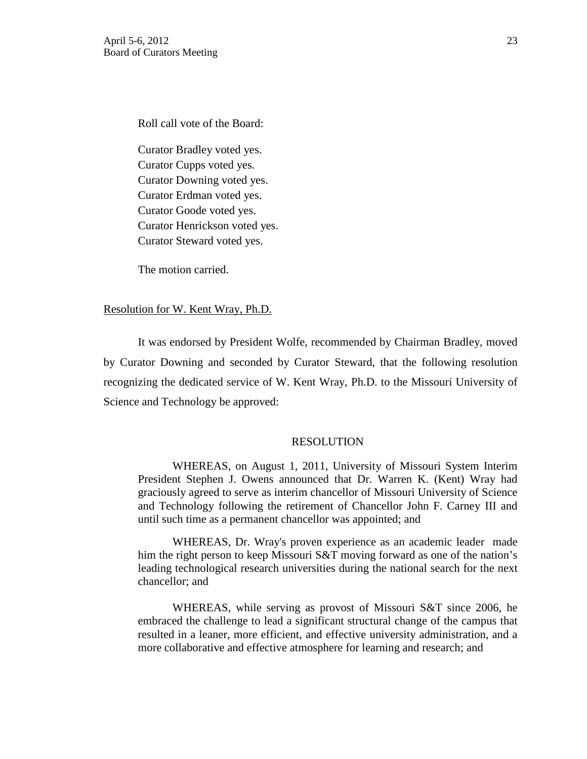Roll call vote of the Board:

Curator Bradley voted yes.
Curator Cupps voted yes.
Curator Downing voted yes.
Curator Erdman voted yes.
Curator Goode voted yes.
Curator Henrickson voted yes.
Curator Steward voted yes.

The motion carried.

Resolution for W. Kent Wray, Ph.D.

It was endorsed by President Wolfe, recommended by Chairman Bradley, moved by Curator Downing and seconded by Curator Steward, that the following resolution recognizing the dedicated service of W. Kent Wray, Ph.D. to the Missouri University of Science and Technology be approved:

RESOLUTION

WHEREAS, on August 1, 2011, University of Missouri System Interim President Stephen J. Owens announced that Dr. Warren K. (Kent) Wray had graciously agreed to serve as interim chancellor of Missouri University of Science and Technology following the retirement of Chancellor John F. Carney III and until such time as a permanent chancellor was appointed; and

WHEREAS, Dr. Wray's proven experience as an academic leader made him the right person to keep Missouri S&T moving forward as one of the nation's leading technological research universities during the national search for the next chancellor; and

WHEREAS, while serving as provost of Missouri S&T since 2006, he embraced the challenge to lead a significant structural change of the campus that resulted in a leaner, more efficient, and effective university administration, and a more collaborative and effective atmosphere for learning and research; and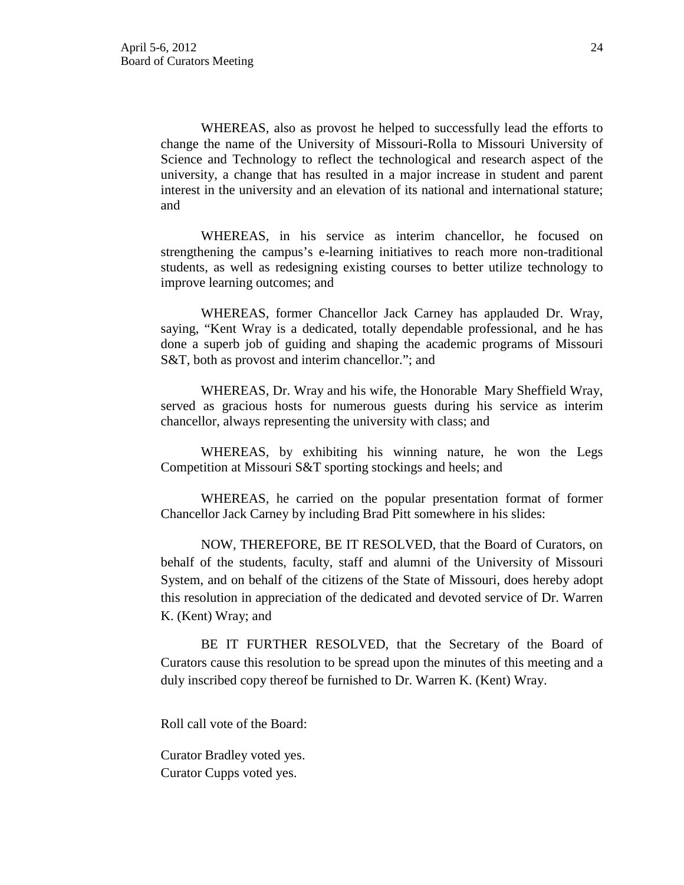WHEREAS, also as provost he helped to successfully lead the efforts to change the name of the University of Missouri-Rolla to Missouri University of Science and Technology to reflect the technological and research aspect of the university, a change that has resulted in a major increase in student and parent interest in the university and an elevation of its national and international stature; and

WHEREAS, in his service as interim chancellor, he focused on strengthening the campus's e-learning initiatives to reach more non-traditional students, as well as redesigning existing courses to better utilize technology to improve learning outcomes; and

WHEREAS, former Chancellor Jack Carney has applauded Dr. Wray, saying, "Kent Wray is a dedicated, totally dependable professional, and he has done a superb job of guiding and shaping the academic programs of Missouri S&T, both as provost and interim chancellor."; and

WHEREAS, Dr. Wray and his wife, the Honorable Mary Sheffield Wray, served as gracious hosts for numerous guests during his service as interim chancellor, always representing the university with class; and

WHEREAS, by exhibiting his winning nature, he won the Legs Competition at Missouri S&T sporting stockings and heels; and

WHEREAS, he carried on the popular presentation format of former Chancellor Jack Carney by including Brad Pitt somewhere in his slides:

NOW, THEREFORE, BE IT RESOLVED, that the Board of Curators, on behalf of the students, faculty, staff and alumni of the University of Missouri System, and on behalf of the citizens of the State of Missouri, does hereby adopt this resolution in appreciation of the dedicated and devoted service of Dr. Warren K. (Kent) Wray; and

BE IT FURTHER RESOLVED, that the Secretary of the Board of Curators cause this resolution to be spread upon the minutes of this meeting and a duly inscribed copy thereof be furnished to Dr. Warren K. (Kent) Wray.

Roll call vote of the Board:

Curator Bradley voted yes.
Curator Cupps voted yes.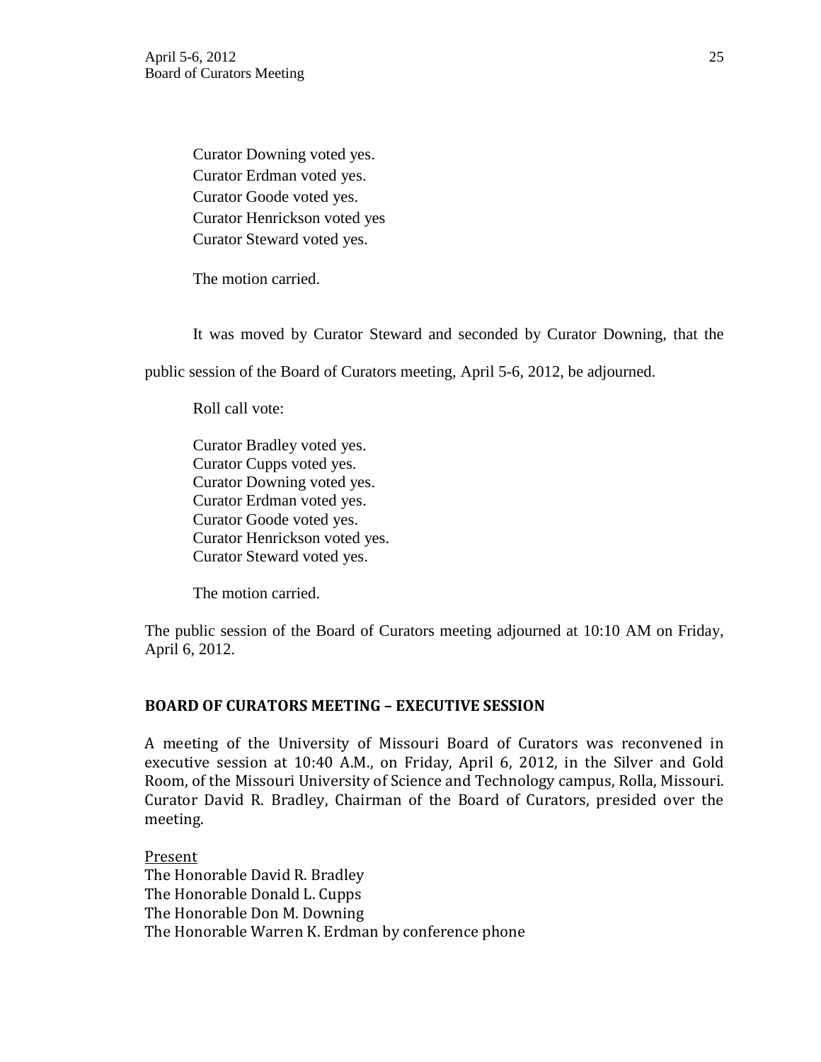Curator Downing voted yes.
Curator Erdman voted yes.
Curator Goode voted yes.
Curator Henrickson voted yes
Curator Steward voted yes.

The motion carried.

It was moved by Curator Steward and seconded by Curator Downing, that the public session of the Board of Curators meeting, April 5-6, 2012, be adjourned.

Roll call vote:

Curator Bradley voted yes.
Curator Cupps voted yes.
Curator Downing voted yes.
Curator Erdman voted yes.
Curator Goode voted yes.
Curator Henrickson voted yes.
Curator Steward voted yes.

The motion carried.

The public session of the Board of Curators meeting adjourned at 10:10 AM on Friday, April 6, 2012.

## BOARD OF CURATORS MEETING – EXECUTIVE SESSION

A meeting of the University of Missouri Board of Curators was reconvened in executive session at 10:40 A.M., on Friday, April 6, 2012, in the Silver and Gold Room, of the Missouri University of Science and Technology campus, Rolla, Missouri. Curator David R. Bradley, Chairman of the Board of Curators, presided over the meeting.

Present
The Honorable David R. Bradley
The Honorable Donald L. Cupps
The Honorable Don M. Downing
The Honorable Warren K. Erdman by conference phone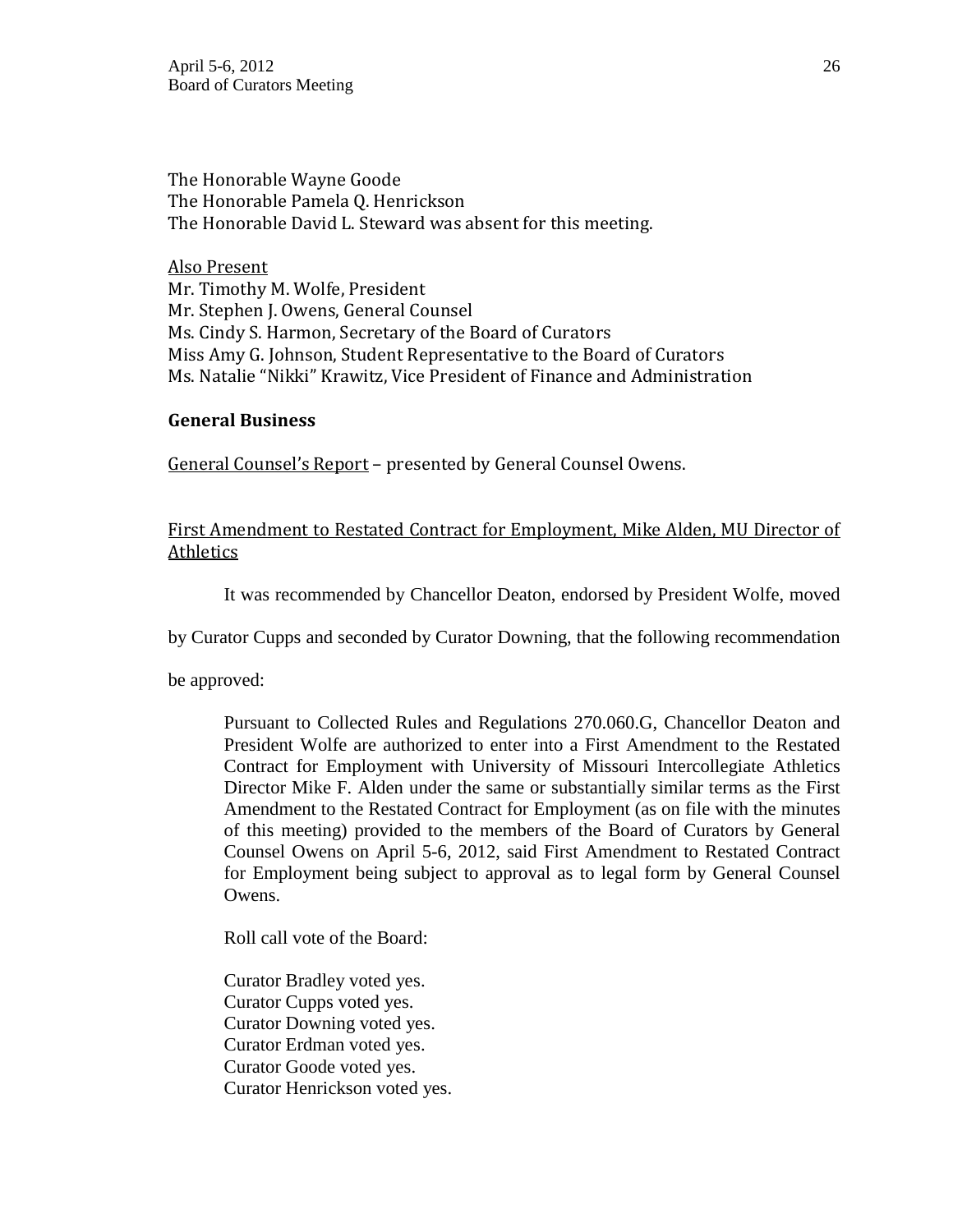The Honorable Wayne Goode
The Honorable Pamela Q. Henrickson
The Honorable David L. Steward was absent for this meeting.

Also Present
Mr. Timothy M. Wolfe, President
Mr. Stephen J. Owens, General Counsel
Ms. Cindy S. Harmon, Secretary of the Board of Curators
Miss Amy G. Johnson, Student Representative to the Board of Curators
Ms. Natalie "Nikki" Krawitz, Vice President of Finance and Administration

**General Business**

General Counsel's Report – presented by General Counsel Owens.

First Amendment to Restated Contract for Employment, Mike Alden, MU Director of Athletics

It was recommended by Chancellor Deaton, endorsed by President Wolfe, moved by Curator Cupps and seconded by Curator Downing, that the following recommendation be approved:

> Pursuant to Collected Rules and Regulations 270.060.G, Chancellor Deaton and President Wolfe are authorized to enter into a First Amendment to the Restated Contract for Employment with University of Missouri Intercollegiate Athletics Director Mike F. Alden under the same or substantially similar terms as the First Amendment to the Restated Contract for Employment (as on file with the minutes of this meeting) provided to the members of the Board of Curators by General Counsel Owens on April 5-6, 2012, said First Amendment to Restated Contract for Employment being subject to approval as to legal form by General Counsel Owens.
>
> Roll call vote of the Board:
>
> Curator Bradley voted yes.
> Curator Cupps voted yes.
> Curator Downing voted yes.
> Curator Erdman voted yes.
> Curator Goode voted yes.
> Curator Henrickson voted yes.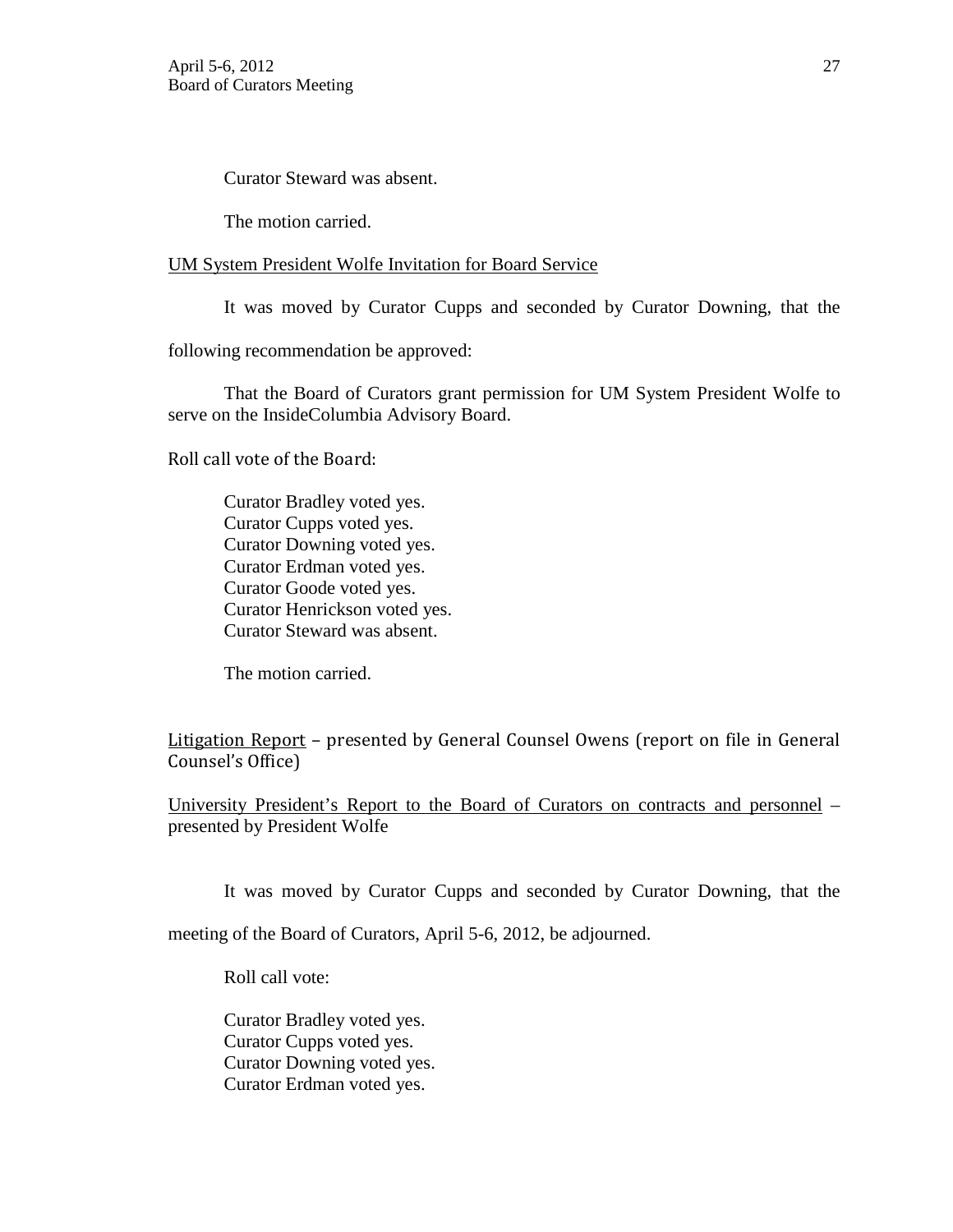Curator Steward was absent.

The motion carried.

<u>UM System President Wolfe Invitation for Board Service</u>

It was moved by Curator Cupps and seconded by Curator Downing, that the following recommendation be approved:

That the Board of Curators grant permission for UM System President Wolfe to serve on the InsideColumbia Advisory Board.

Roll call vote of the Board:

Curator Bradley voted yes.
Curator Cupps voted yes.
Curator Downing voted yes.
Curator Erdman voted yes.
Curator Goode voted yes.
Curator Henrickson voted yes.
Curator Steward was absent.

The motion carried.

<u>Litigation Report</u> – presented by General Counsel Owens (report on file in General Counsel's Office)

<u>University President's Report to the Board of Curators on contracts and personnel</u> – presented by President Wolfe

It was moved by Curator Cupps and seconded by Curator Downing, that the meeting of the Board of Curators, April 5-6, 2012, be adjourned.

Roll call vote:

Curator Bradley voted yes.
Curator Cupps voted yes.
Curator Downing voted yes.
Curator Erdman voted yes.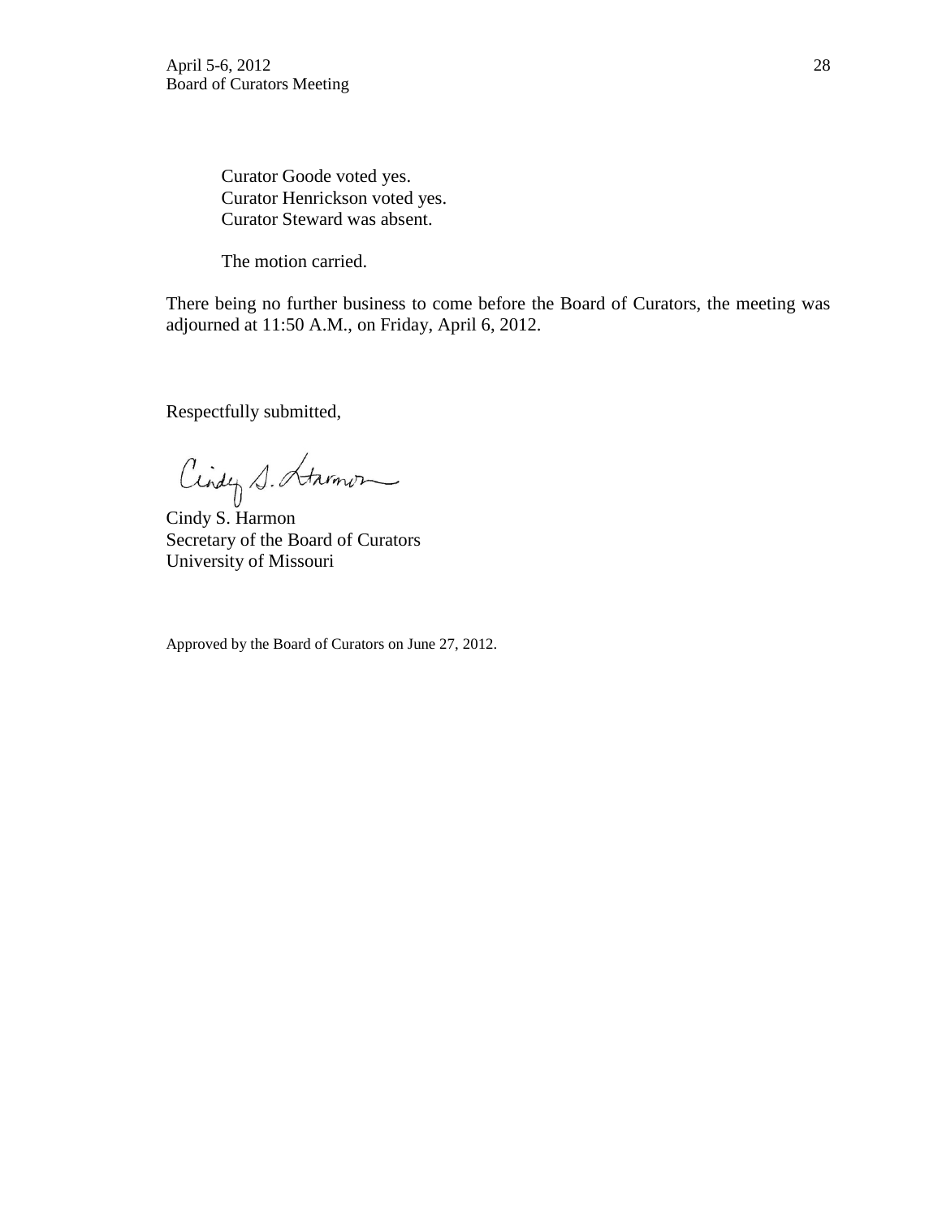Curator Goode voted yes.
Curator Henrickson voted yes.
Curator Steward was absent.

The motion carried.

There being no further business to come before the Board of Curators, the meeting was adjourned at 11:50 A.M., on Friday, April 6, 2012.

Respectfully submitted,

Cindy S. Harmon
Secretary of the Board of Curators
University of Missouri

Approved by the Board of Curators on June 27, 2012.